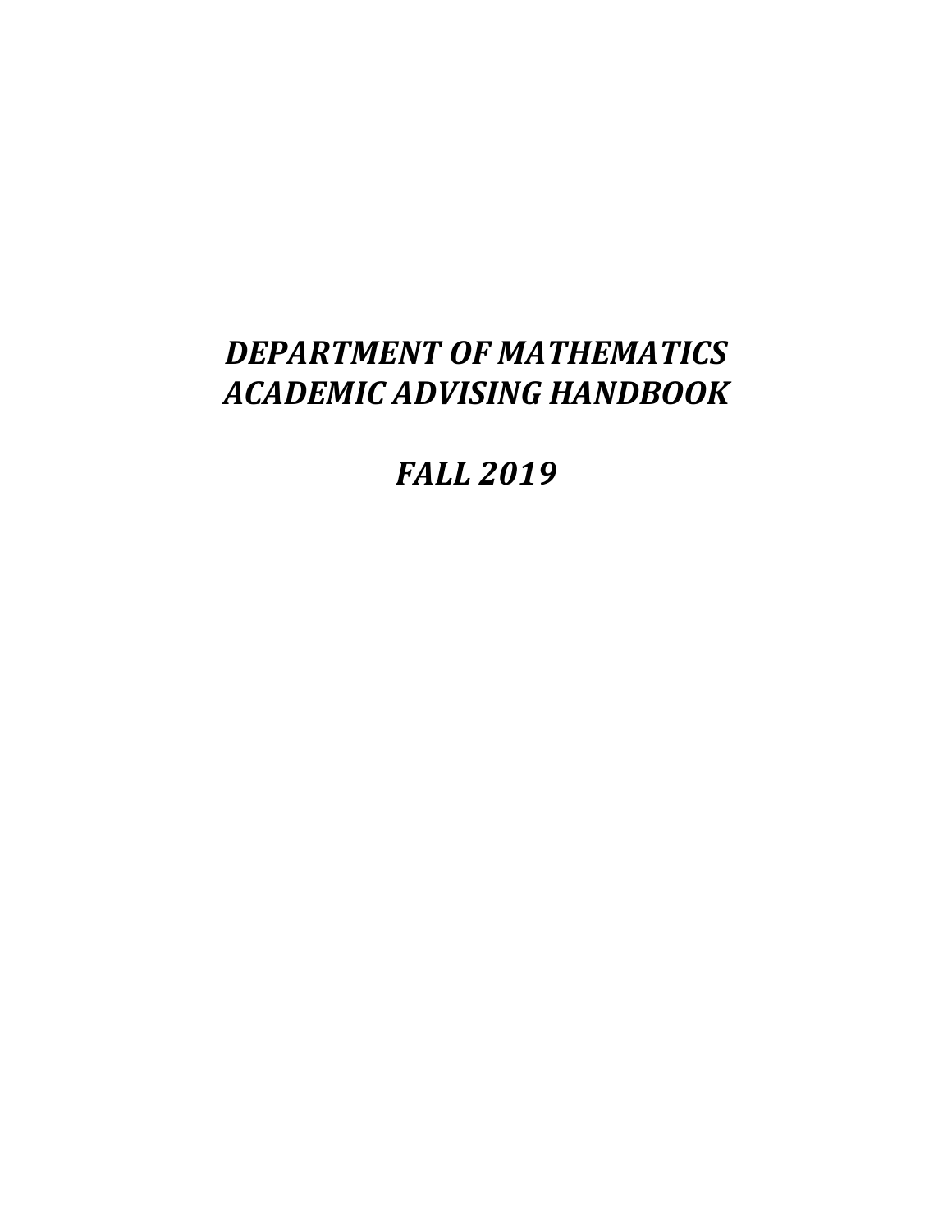# *DEPARTMENT OF MATHEMATICS*
# *ACADEMIC ADVISING HANDBOOK*

## *FALL 2019*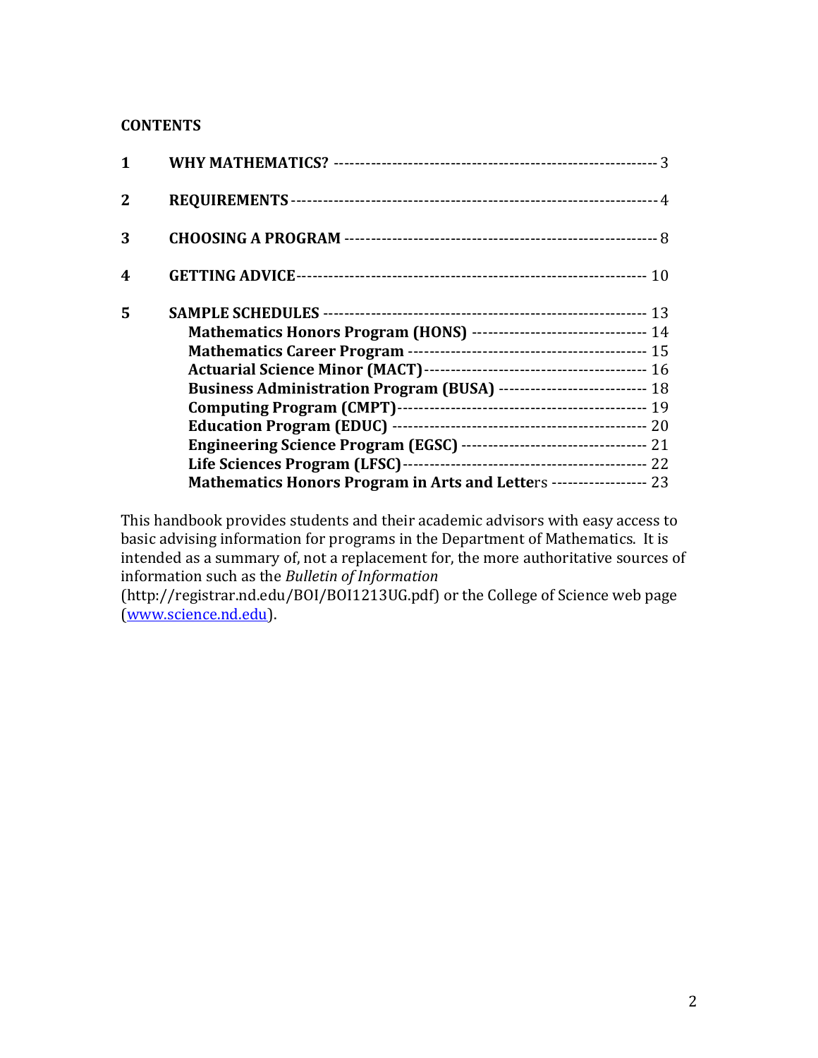**CONTENTS**

| | | |
|---|---|---|
| **1** | **WHY MATHEMATICS?** | 3 |
| **2** | **REQUIREMENTS** | 4 |
| **3** | **CHOOSING A PROGRAM** | 8 |
| **4** | **GETTING ADVICE** | 10 |
| **5** | **SAMPLE SCHEDULES** | 13 |
| | **Mathematics Honors Program (HONS)** | 14 |
| | **Mathematics Career Program** | 15 |
| | **Actuarial Science Minor (MACT)** | 16 |
| | **Business Administration Program (BUSA)** | 18 |
| | **Computing Program (CMPT)** | 19 |
| | **Education Program (EDUC)** | 20 |
| | **Engineering Science Program (EGSC)** | 21 |
| | **Life Sciences Program (LFSC)** | 22 |
| | **Mathematics Honors Program in Arts and Lette**rs | 23 |

This handbook provides students and their academic advisors with easy access to basic advising information for programs in the Department of Mathematics. It is intended as a summary of, not a replacement for, the more authoritative sources of information such as the *Bulletin of Information* (http://registrar.nd.edu/BOI/BOI1213UG.pdf) or the College of Science web page (www.science.nd.edu).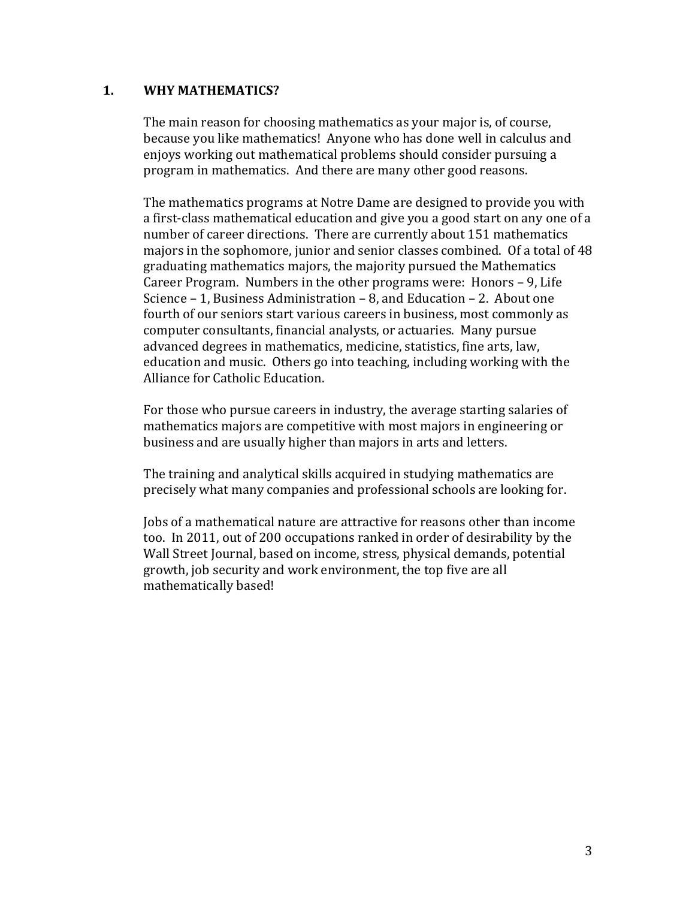## 1. WHY MATHEMATICS?

The main reason for choosing mathematics as your major is, of course, because you like mathematics! Anyone who has done well in calculus and enjoys working out mathematical problems should consider pursuing a program in mathematics. And there are many other good reasons.

The mathematics programs at Notre Dame are designed to provide you with a first-class mathematical education and give you a good start on any one of a number of career directions. There are currently about 151 mathematics majors in the sophomore, junior and senior classes combined. Of a total of 48 graduating mathematics majors, the majority pursued the Mathematics Career Program. Numbers in the other programs were: Honors – 9, Life Science – 1, Business Administration – 8, and Education – 2. About one fourth of our seniors start various careers in business, most commonly as computer consultants, financial analysts, or actuaries. Many pursue advanced degrees in mathematics, medicine, statistics, fine arts, law, education and music. Others go into teaching, including working with the Alliance for Catholic Education.

For those who pursue careers in industry, the average starting salaries of mathematics majors are competitive with most majors in engineering or business and are usually higher than majors in arts and letters.

The training and analytical skills acquired in studying mathematics are precisely what many companies and professional schools are looking for.

Jobs of a mathematical nature are attractive for reasons other than income too. In 2011, out of 200 occupations ranked in order of desirability by the Wall Street Journal, based on income, stress, physical demands, potential growth, job security and work environment, the top five are all mathematically based!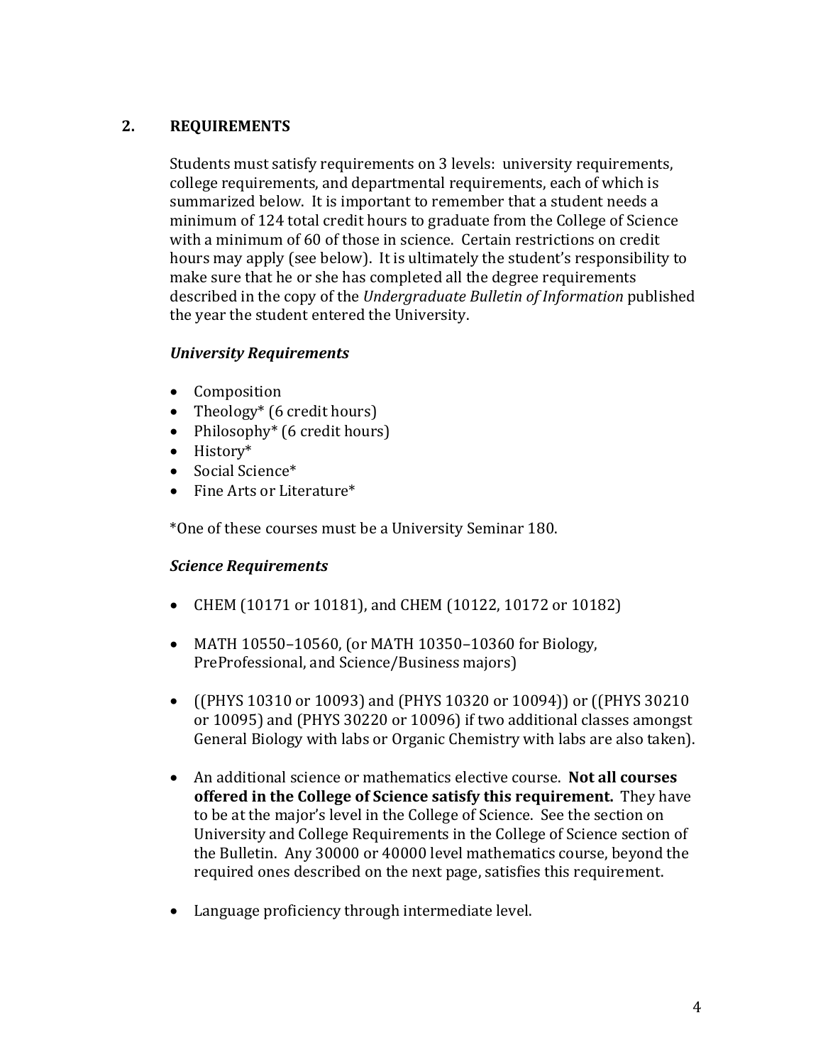## 2. REQUIREMENTS

Students must satisfy requirements on 3 levels: university requirements, college requirements, and departmental requirements, each of which is summarized below. It is important to remember that a student needs a minimum of 124 total credit hours to graduate from the College of Science with a minimum of 60 of those in science. Certain restrictions on credit hours may apply (see below). It is ultimately the student's responsibility to make sure that he or she has completed all the degree requirements described in the copy of the *Undergraduate Bulletin of Information* published the year the student entered the University.

### *University Requirements*

- Composition
- Theology* (6 credit hours)
- Philosophy* (6 credit hours)
- History*
- Social Science*
- Fine Arts or Literature*

*One of these courses must be a University Seminar 180.

### *Science Requirements*

- CHEM (10171 or 10181), and CHEM (10122, 10172 or 10182)
- MATH 10550–10560, (or MATH 10350–10360 for Biology, PreProfessional, and Science/Business majors)
- ((PHYS 10310 or 10093) and (PHYS 10320 or 10094)) or ((PHYS 30210 or 10095) and (PHYS 30220 or 10096) if two additional classes amongst General Biology with labs or Organic Chemistry with labs are also taken).
- An additional science or mathematics elective course. **Not all courses offered in the College of Science satisfy this requirement.** They have to be at the major's level in the College of Science. See the section on University and College Requirements in the College of Science section of the Bulletin. Any 30000 or 40000 level mathematics course, beyond the required ones described on the next page, satisfies this requirement.
- Language proficiency through intermediate level.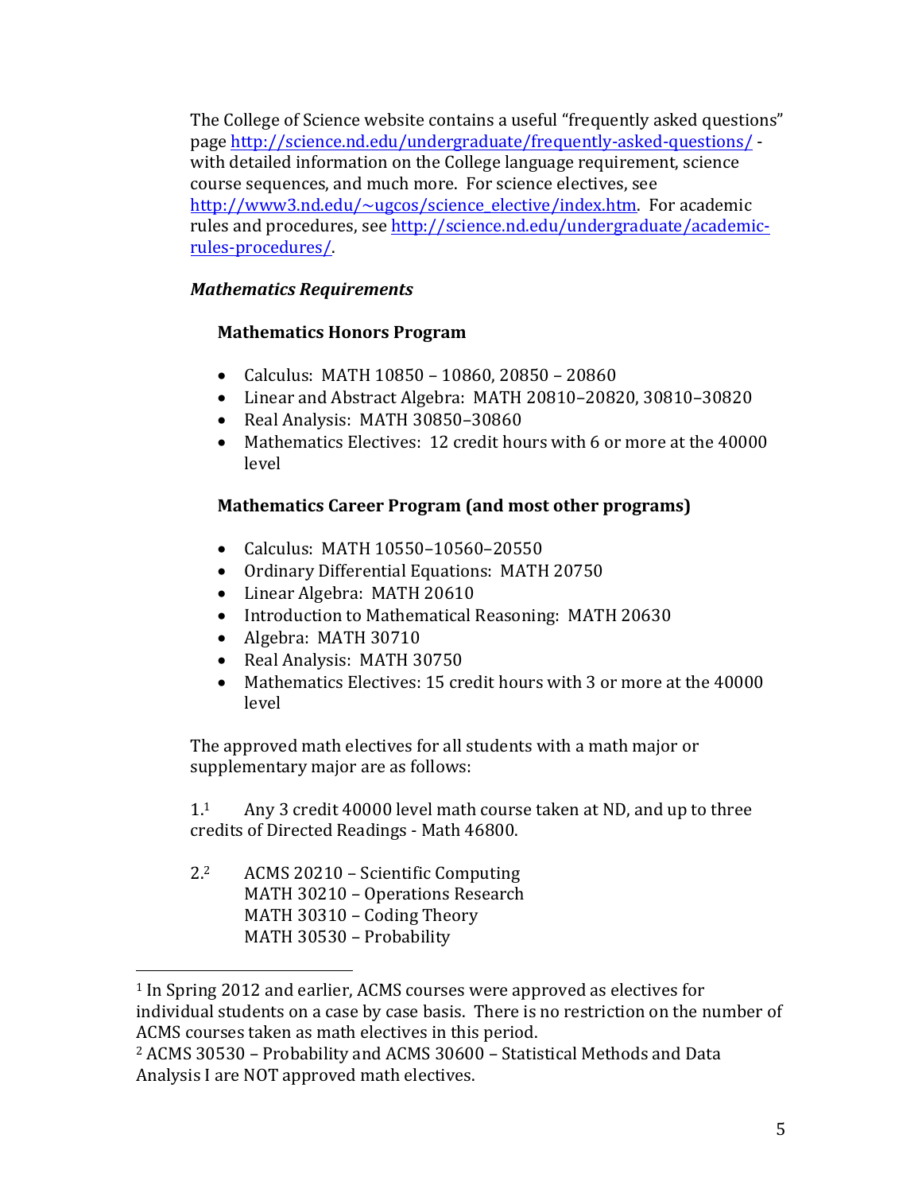The College of Science website contains a useful "frequently asked questions" page http://science.nd.edu/undergraduate/frequently-asked-questions/ - with detailed information on the College language requirement, science course sequences, and much more. For science electives, see http://www3.nd.edu/~ugcos/science_elective/index.htm. For academic rules and procedures, see http://science.nd.edu/undergraduate/academic-rules-procedures/.

*Mathematics Requirements*

**Mathematics Honors Program**

- Calculus: MATH 10850 – 10860, 20850 – 20860
- Linear and Abstract Algebra: MATH 20810–20820, 30810–30820
- Real Analysis: MATH 30850–30860
- Mathematics Electives: 12 credit hours with 6 or more at the 40000 level

**Mathematics Career Program (and most other programs)**

- Calculus: MATH 10550–10560–20550
- Ordinary Differential Equations: MATH 20750
- Linear Algebra: MATH 20610
- Introduction to Mathematical Reasoning: MATH 20630
- Algebra: MATH 30710
- Real Analysis: MATH 30750
- Mathematics Electives: 15 credit hours with 3 or more at the 40000 level

The approved math electives for all students with a math major or supplementary major are as follows:

1.[1] Any 3 credit 40000 level math course taken at ND, and up to three credits of Directed Readings - Math 46800.

2.[2] ACMS 20210 – Scientific Computing
MATH 30210 – Operations Research
MATH 30310 – Coding Theory
MATH 30530 – Probability

---

[1] In Spring 2012 and earlier, ACMS courses were approved as electives for individual students on a case by case basis. There is no restriction on the number of ACMS courses taken as math electives in this period.

[2] ACMS 30530 – Probability and ACMS 30600 – Statistical Methods and Data Analysis I are NOT approved math electives.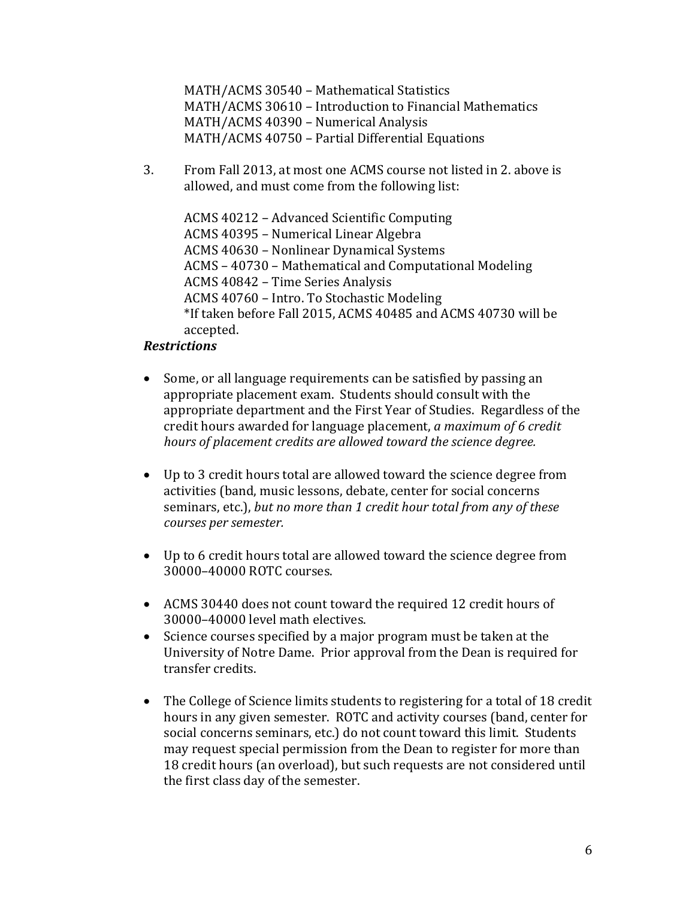MATH/ACMS 30540 – Mathematical Statistics
MATH/ACMS 30610 – Introduction to Financial Mathematics
MATH/ACMS 40390 – Numerical Analysis
MATH/ACMS 40750 – Partial Differential Equations

3. From Fall 2013, at most one ACMS course not listed in 2. above is allowed, and must come from the following list:

   ACMS 40212 – Advanced Scientific Computing
   ACMS 40395 – Numerical Linear Algebra
   ACMS 40630 – Nonlinear Dynamical Systems
   ACMS – 40730 – Mathematical and Computational Modeling
   ACMS 40842 – Time Series Analysis
   ACMS 40760 – Intro. To Stochastic Modeling
   *If taken before Fall 2015, ACMS 40485 and ACMS 40730 will be accepted.

***Restrictions***

- Some, or all language requirements can be satisfied by passing an appropriate placement exam. Students should consult with the appropriate department and the First Year of Studies. Regardless of the credit hours awarded for language placement, *a maximum of 6 credit hours of placement credits are allowed toward the science degree.*

- Up to 3 credit hours total are allowed toward the science degree from activities (band, music lessons, debate, center for social concerns seminars, etc.), *but no more than 1 credit hour total from any of these courses per semester.*

- Up to 6 credit hours total are allowed toward the science degree from 30000–40000 ROTC courses.

- ACMS 30440 does not count toward the required 12 credit hours of 30000–40000 level math electives.
- Science courses specified by a major program must be taken at the University of Notre Dame. Prior approval from the Dean is required for transfer credits.

- The College of Science limits students to registering for a total of 18 credit hours in any given semester. ROTC and activity courses (band, center for social concerns seminars, etc.) do not count toward this limit. Students may request special permission from the Dean to register for more than 18 credit hours (an overload), but such requests are not considered until the first class day of the semester.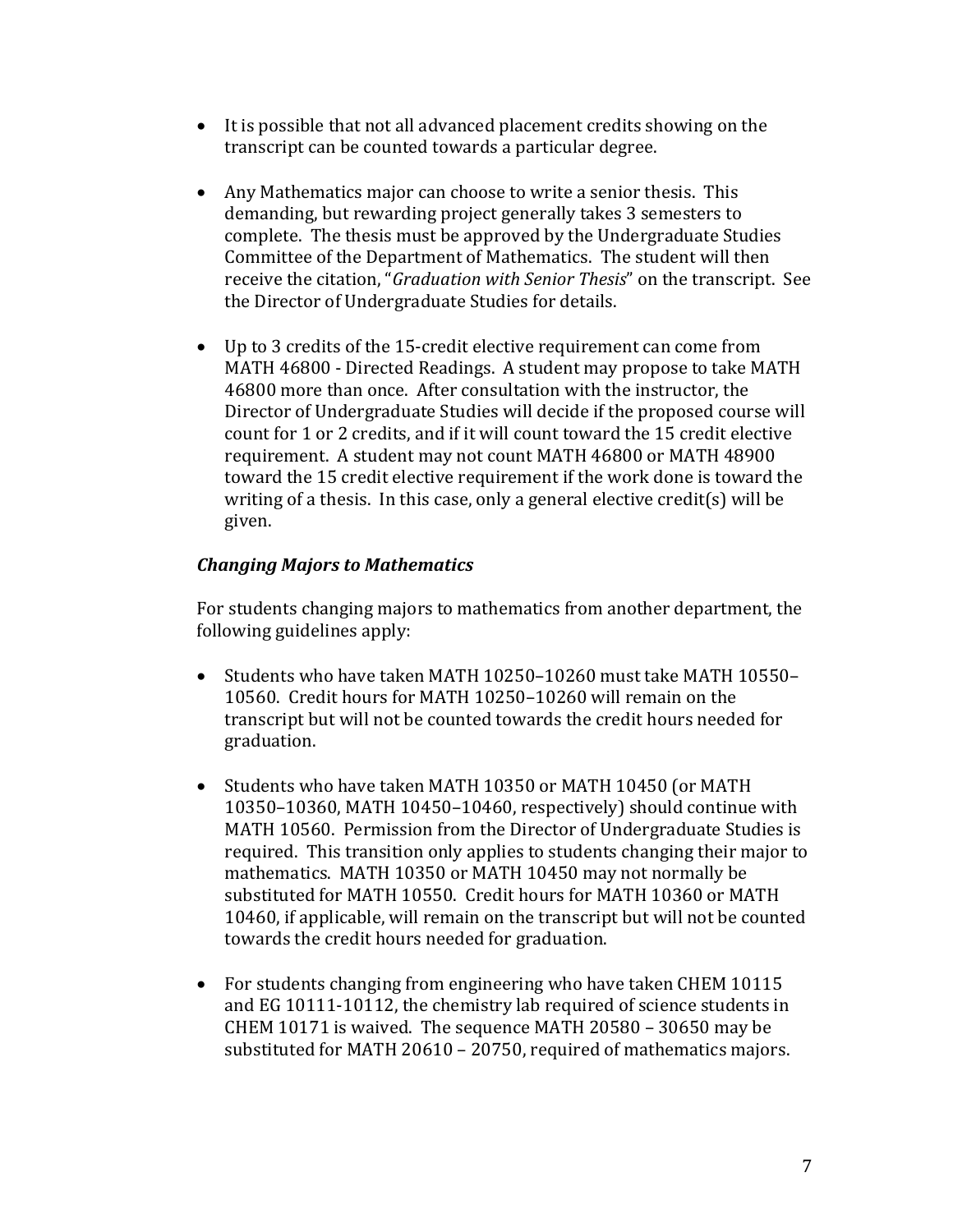- It is possible that not all advanced placement credits showing on the transcript can be counted towards a particular degree.

- Any Mathematics major can choose to write a senior thesis. This demanding, but rewarding project generally takes 3 semesters to complete. The thesis must be approved by the Undergraduate Studies Committee of the Department of Mathematics. The student will then receive the citation, "*Graduation with Senior Thesis*" on the transcript. See the Director of Undergraduate Studies for details.

- Up to 3 credits of the 15-credit elective requirement can come from MATH 46800 - Directed Readings. A student may propose to take MATH 46800 more than once. After consultation with the instructor, the Director of Undergraduate Studies will decide if the proposed course will count for 1 or 2 credits, and if it will count toward the 15 credit elective requirement. A student may not count MATH 46800 or MATH 48900 toward the 15 credit elective requirement if the work done is toward the writing of a thesis. In this case, only a general elective credit(s) will be given.

### *Changing Majors to Mathematics*

For students changing majors to mathematics from another department, the following guidelines apply:

- Students who have taken MATH 10250–10260 must take MATH 10550–10560. Credit hours for MATH 10250–10260 will remain on the transcript but will not be counted towards the credit hours needed for graduation.

- Students who have taken MATH 10350 or MATH 10450 (or MATH 10350–10360, MATH 10450–10460, respectively) should continue with MATH 10560. Permission from the Director of Undergraduate Studies is required. This transition only applies to students changing their major to mathematics. MATH 10350 or MATH 10450 may not normally be substituted for MATH 10550. Credit hours for MATH 10360 or MATH 10460, if applicable, will remain on the transcript but will not be counted towards the credit hours needed for graduation.

- For students changing from engineering who have taken CHEM 10115 and EG 10111-10112, the chemistry lab required of science students in CHEM 10171 is waived. The sequence MATH 20580 – 30650 may be substituted for MATH 20610 – 20750, required of mathematics majors.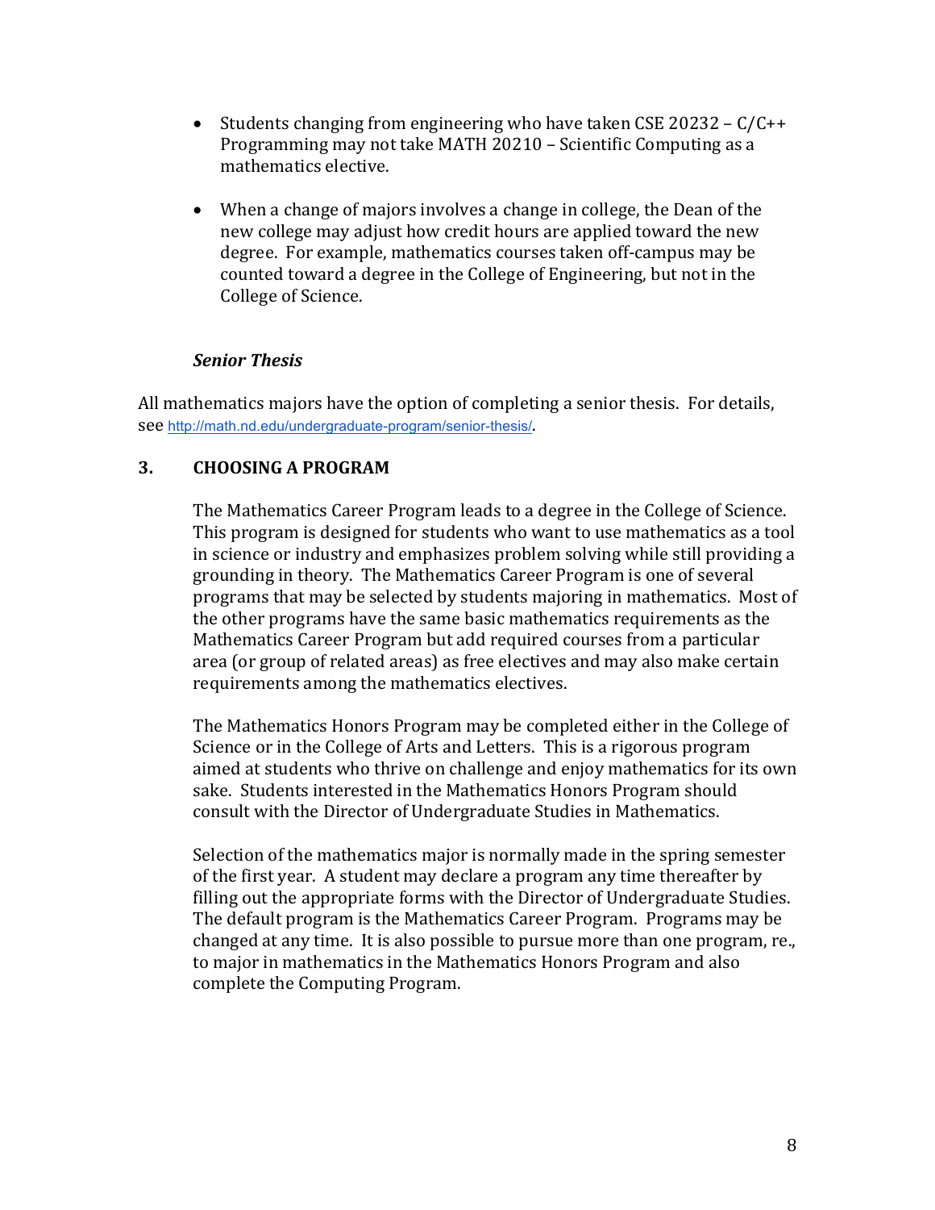- Students changing from engineering who have taken CSE 20232 – C/C++ Programming may not take MATH 20210 – Scientific Computing as a mathematics elective.

- When a change of majors involves a change in college, the Dean of the new college may adjust how credit hours are applied toward the new degree. For example, mathematics courses taken off-campus may be counted toward a degree in the College of Engineering, but not in the College of Science.

### *Senior Thesis*

All mathematics majors have the option of completing a senior thesis. For details, see http://math.nd.edu/undergraduate-program/senior-thesis/.

## 3. CHOOSING A PROGRAM

The Mathematics Career Program leads to a degree in the College of Science. This program is designed for students who want to use mathematics as a tool in science or industry and emphasizes problem solving while still providing a grounding in theory. The Mathematics Career Program is one of several programs that may be selected by students majoring in mathematics. Most of the other programs have the same basic mathematics requirements as the Mathematics Career Program but add required courses from a particular area (or group of related areas) as free electives and may also make certain requirements among the mathematics electives.

The Mathematics Honors Program may be completed either in the College of Science or in the College of Arts and Letters. This is a rigorous program aimed at students who thrive on challenge and enjoy mathematics for its own sake. Students interested in the Mathematics Honors Program should consult with the Director of Undergraduate Studies in Mathematics.

Selection of the mathematics major is normally made in the spring semester of the first year. A student may declare a program any time thereafter by filling out the appropriate forms with the Director of Undergraduate Studies. The default program is the Mathematics Career Program. Programs may be changed at any time. It is also possible to pursue more than one program, re., to major in mathematics in the Mathematics Honors Program and also complete the Computing Program.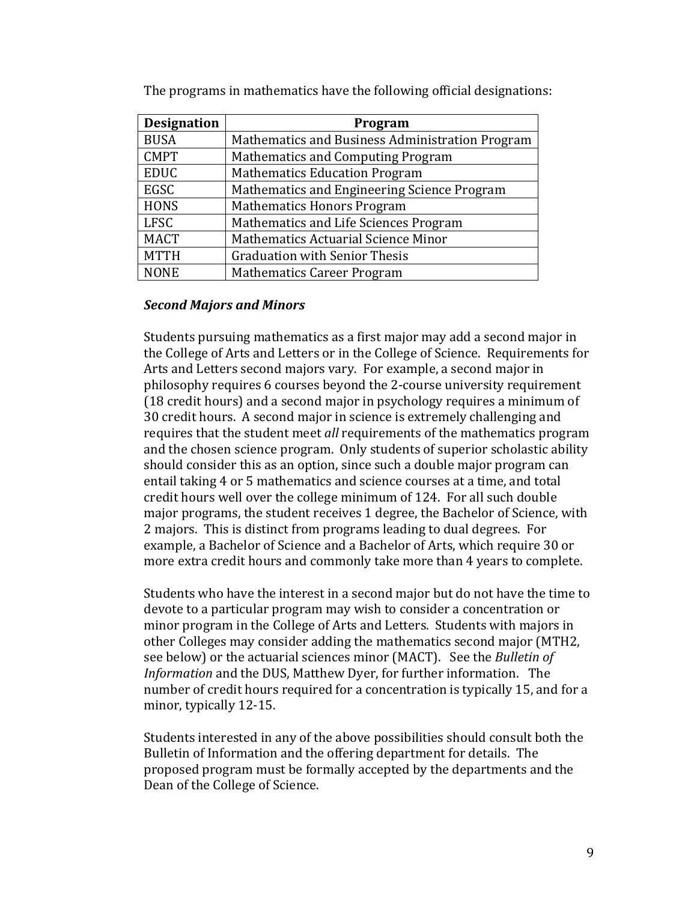The programs in mathematics have the following official designations:

| Designation | Program |
| --- | --- |
| BUSA | Mathematics and Business Administration Program |
| CMPT | Mathematics and Computing Program |
| EDUC | Mathematics Education Program |
| EGSC | Mathematics and Engineering Science Program |
| HONS | Mathematics Honors Program |
| LFSC | Mathematics and Life Sciences Program |
| MACT | Mathematics Actuarial Science Minor |
| MTTH | Graduation with Senior Thesis |
| NONE | Mathematics Career Program |

***Second Majors and Minors***

Students pursuing mathematics as a first major may add a second major in the College of Arts and Letters or in the College of Science. Requirements for Arts and Letters second majors vary. For example, a second major in philosophy requires 6 courses beyond the 2-course university requirement (18 credit hours) and a second major in psychology requires a minimum of 30 credit hours. A second major in science is extremely challenging and requires that the student meet *all* requirements of the mathematics program and the chosen science program. Only students of superior scholastic ability should consider this as an option, since such a double major program can entail taking 4 or 5 mathematics and science courses at a time, and total credit hours well over the college minimum of 124. For all such double major programs, the student receives 1 degree, the Bachelor of Science, with 2 majors. This is distinct from programs leading to dual degrees. For example, a Bachelor of Science and a Bachelor of Arts, which require 30 or more extra credit hours and commonly take more than 4 years to complete.

Students who have the interest in a second major but do not have the time to devote to a particular program may wish to consider a concentration or minor program in the College of Arts and Letters. Students with majors in other Colleges may consider adding the mathematics second major (MTH2, see below) or the actuarial sciences minor (MACT). See the *Bulletin of Information* and the DUS, Matthew Dyer, for further information. The number of credit hours required for a concentration is typically 15, and for a minor, typically 12-15.

Students interested in any of the above possibilities should consult both the Bulletin of Information and the offering department for details. The proposed program must be formally accepted by the departments and the Dean of the College of Science.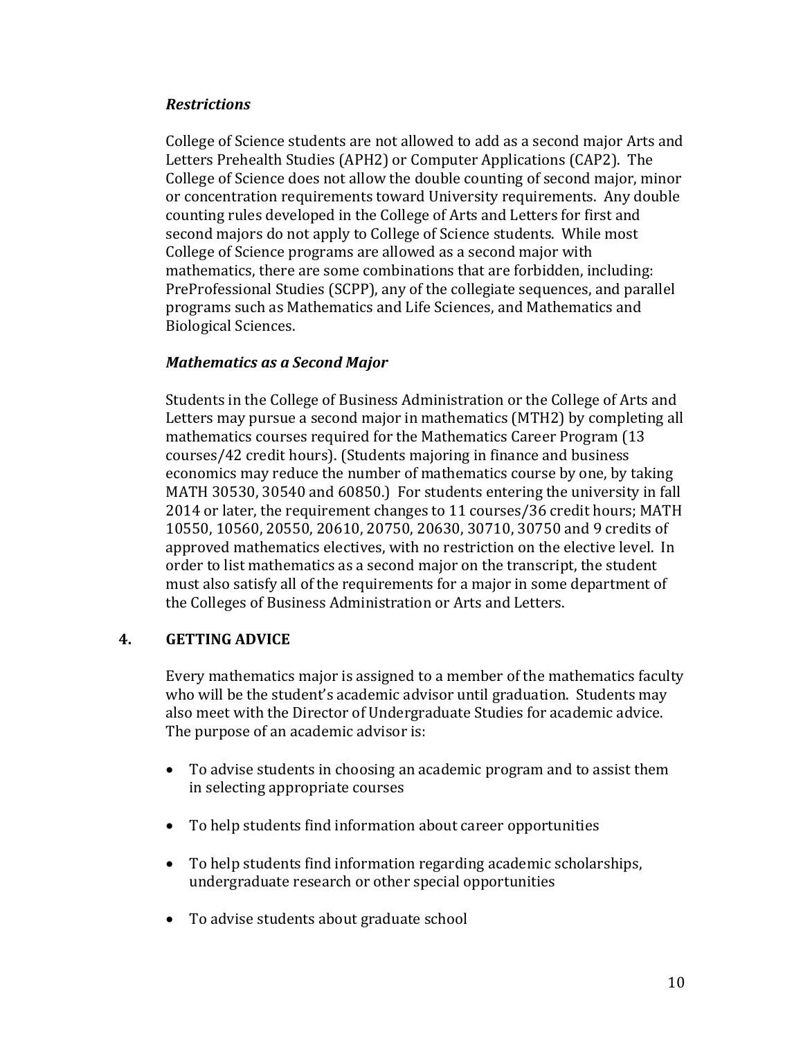### *Restrictions*

College of Science students are not allowed to add as a second major Arts and Letters Prehealth Studies (APH2) or Computer Applications (CAP2). The College of Science does not allow the double counting of second major, minor or concentration requirements toward University requirements. Any double counting rules developed in the College of Arts and Letters for first and second majors do not apply to College of Science students. While most College of Science programs are allowed as a second major with mathematics, there are some combinations that are forbidden, including: PreProfessional Studies (SCPP), any of the collegiate sequences, and parallel programs such as Mathematics and Life Sciences, and Mathematics and Biological Sciences.

### *Mathematics as a Second Major*

Students in the College of Business Administration or the College of Arts and Letters may pursue a second major in mathematics (MTH2) by completing all mathematics courses required for the Mathematics Career Program (13 courses/42 credit hours). (Students majoring in finance and business economics may reduce the number of mathematics course by one, by taking MATH 30530, 30540 and 60850.) For students entering the university in fall 2014 or later, the requirement changes to 11 courses/36 credit hours; MATH 10550, 10560, 20550, 20610, 20750, 20630, 30710, 30750 and 9 credits of approved mathematics electives, with no restriction on the elective level. In order to list mathematics as a second major on the transcript, the student must also satisfy all of the requirements for a major in some department of the Colleges of Business Administration or Arts and Letters.

## 4. GETTING ADVICE

Every mathematics major is assigned to a member of the mathematics faculty who will be the student's academic advisor until graduation. Students may also meet with the Director of Undergraduate Studies for academic advice. The purpose of an academic advisor is:

- To advise students in choosing an academic program and to assist them in selecting appropriate courses
- To help students find information about career opportunities
- To help students find information regarding academic scholarships, undergraduate research or other special opportunities
- To advise students about graduate school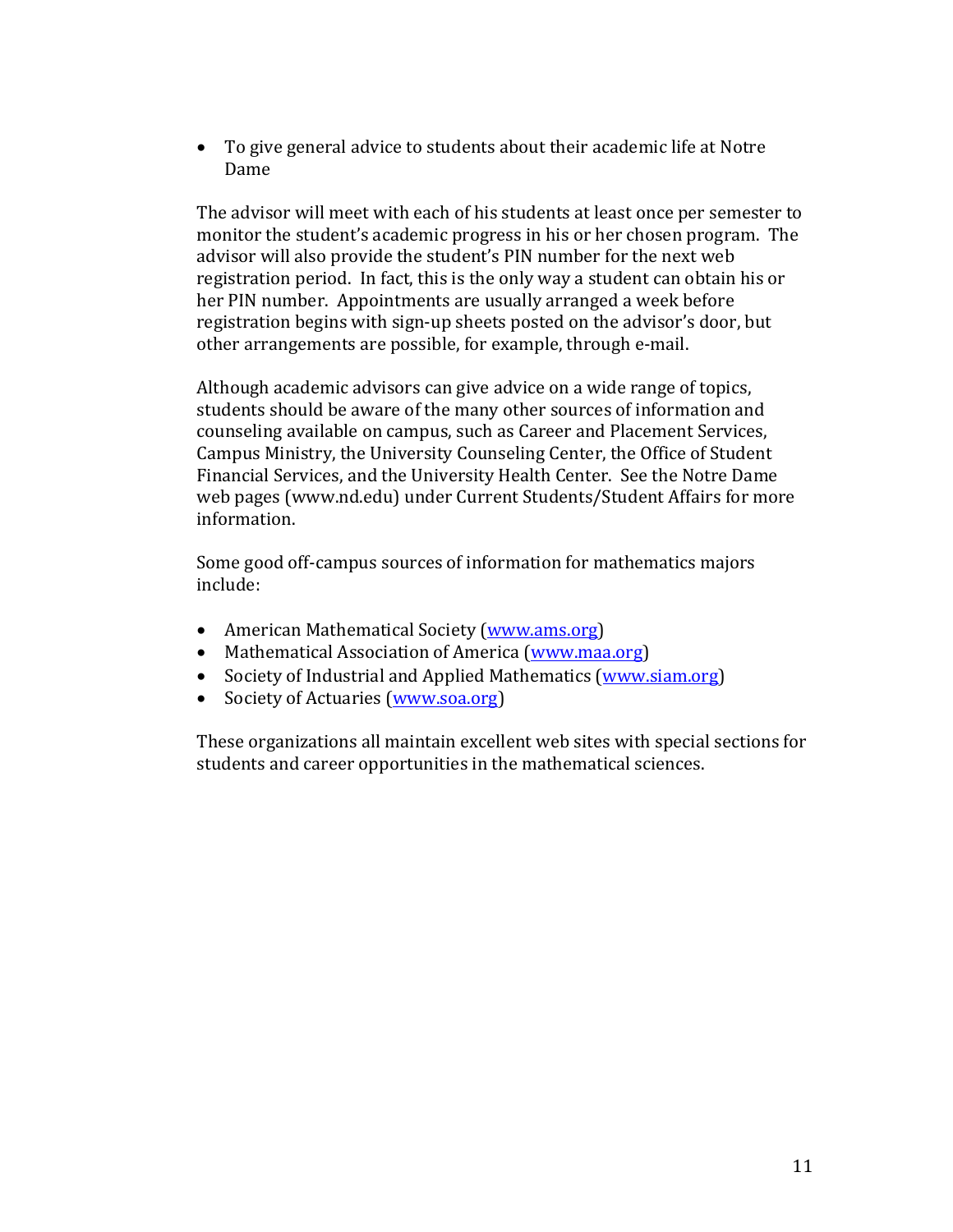- To give general advice to students about their academic life at Notre Dame

The advisor will meet with each of his students at least once per semester to monitor the student's academic progress in his or her chosen program. The advisor will also provide the student's PIN number for the next web registration period. In fact, this is the only way a student can obtain his or her PIN number. Appointments are usually arranged a week before registration begins with sign-up sheets posted on the advisor's door, but other arrangements are possible, for example, through e-mail.

Although academic advisors can give advice on a wide range of topics, students should be aware of the many other sources of information and counseling available on campus, such as Career and Placement Services, Campus Ministry, the University Counseling Center, the Office of Student Financial Services, and the University Health Center. See the Notre Dame web pages (www.nd.edu) under Current Students/Student Affairs for more information.

Some good off-campus sources of information for mathematics majors include:

- American Mathematical Society (www.ams.org)
- Mathematical Association of America (www.maa.org)
- Society of Industrial and Applied Mathematics (www.siam.org)
- Society of Actuaries (www.soa.org)

These organizations all maintain excellent web sites with special sections for students and career opportunities in the mathematical sciences.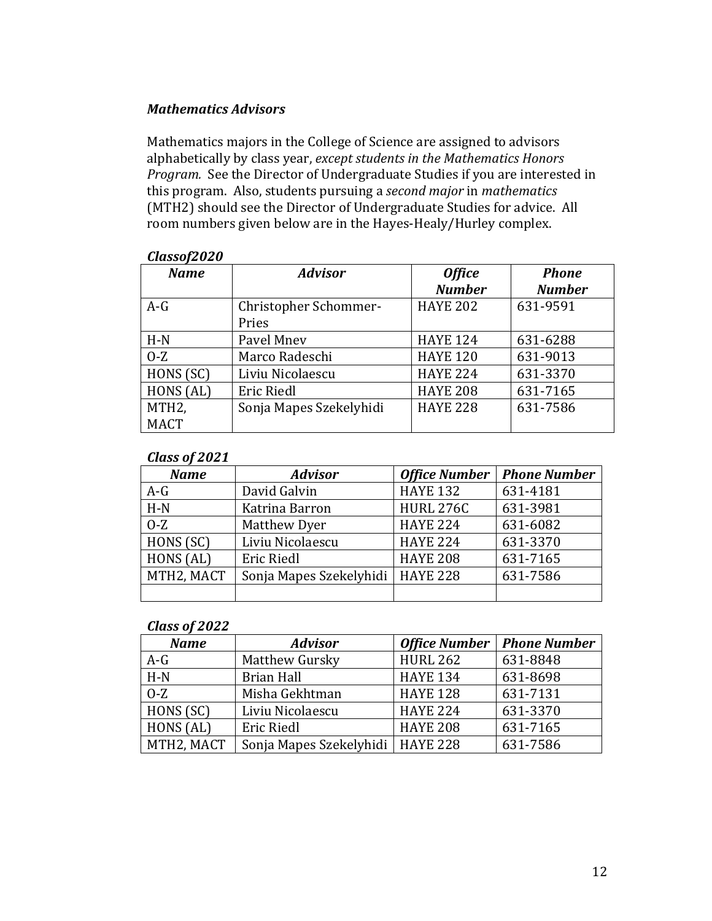***Mathematics Advisors***

Mathematics majors in the College of Science are assigned to advisors alphabetically by class year, *except students in the Mathematics Honors Program.* See the Director of Undergraduate Studies if you are interested in this program. Also, students pursuing a *second major* in *mathematics* (MTH2) should see the Director of Undergraduate Studies for advice. All room numbers given below are in the Hayes-Healy/Hurley complex.

***Classof2020***

| *Name* | *Advisor* | *Office Number* | *Phone Number* |
|---|---|---|---|
| A-G | Christopher Schommer-Pries | HAYE 202 | 631-9591 |
| H-N | Pavel Mnev | HAYE 124 | 631-6288 |
| O-Z | Marco Radeschi | HAYE 120 | 631-9013 |
| HONS (SC) | Liviu Nicolaescu | HAYE 224 | 631-3370 |
| HONS (AL) | Eric Riedl | HAYE 208 | 631-7165 |
| MTH2, MACT | Sonja Mapes Szekelyhidi | HAYE 228 | 631-7586 |

***Class of 2021***

| *Name* | *Advisor* | *Office Number* | *Phone Number* |
|---|---|---|---|
| A-G | David Galvin | HAYE 132 | 631-4181 |
| H-N | Katrina Barron | HURL 276C | 631-3981 |
| O-Z | Matthew Dyer | HAYE 224 | 631-6082 |
| HONS (SC) | Liviu Nicolaescu | HAYE 224 | 631-3370 |
| HONS (AL) | Eric Riedl | HAYE 208 | 631-7165 |
| MTH2, MACT | Sonja Mapes Szekelyhidi | HAYE 228 | 631-7586 |
| | | | |

***Class of 2022***

| *Name* | *Advisor* | *Office Number* | *Phone Number* |
|---|---|---|---|
| A-G | Matthew Gursky | HURL 262 | 631-8848 |
| H-N | Brian Hall | HAYE 134 | 631-8698 |
| O-Z | Misha Gekhtman | HAYE 128 | 631-7131 |
| HONS (SC) | Liviu Nicolaescu | HAYE 224 | 631-3370 |
| HONS (AL) | Eric Riedl | HAYE 208 | 631-7165 |
| MTH2, MACT | Sonja Mapes Szekelyhidi | HAYE 228 | 631-7586 |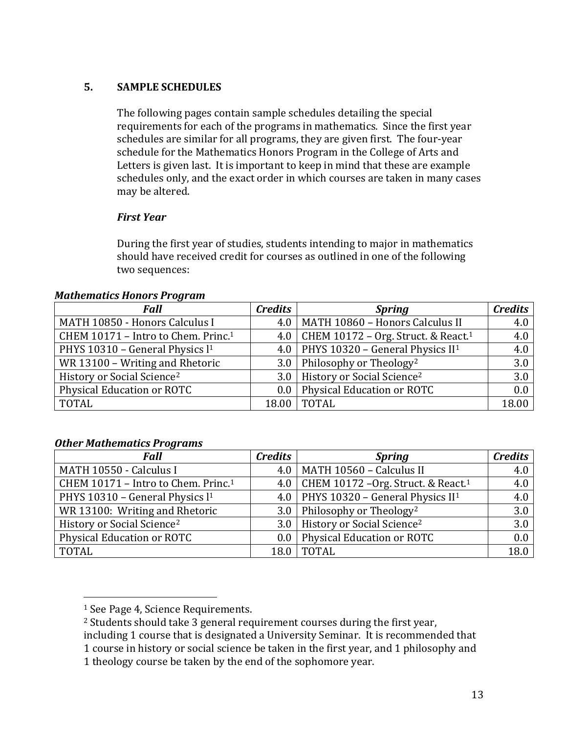## 5. SAMPLE SCHEDULES

The following pages contain sample schedules detailing the special requirements for each of the programs in mathematics. Since the first year schedules are similar for all programs, they are given first. The four-year schedule for the Mathematics Honors Program in the College of Arts and Letters is given last. It is important to keep in mind that these are example schedules only, and the exact order in which courses are taken in many cases may be altered.

### *First Year*

During the first year of studies, students intending to major in mathematics should have received credit for courses as outlined in one of the following two sequences:

***Mathematics Honors Program***

| *Fall* | *Credits* | *Spring* | *Credits* |
|---|---|---|---|
| MATH 10850 - Honors Calculus I | 4.0 | MATH 10860 – Honors Calculus II | 4.0 |
| CHEM 10171 – Intro to Chem. Princ.[1] | 4.0 | CHEM 10172 – Org. Struct. & React.[1] | 4.0 |
| PHYS 10310 – General Physics I[1] | 4.0 | PHYS 10320 – General Physics II[1] | 4.0 |
| WR 13100 – Writing and Rhetoric | 3.0 | Philosophy or Theology[2] | 3.0 |
| History or Social Science[2] | 3.0 | History or Social Science[2] | 3.0 |
| Physical Education or ROTC | 0.0 | Physical Education or ROTC | 0.0 |
| TOTAL | 18.00 | TOTAL | 18.00 |

***Other Mathematics Programs***

| *Fall* | *Credits* | *Spring* | *Credits* |
|---|---|---|---|
| MATH 10550 - Calculus I | 4.0 | MATH 10560 – Calculus II | 4.0 |
| CHEM 10171 – Intro to Chem. Princ.[1] | 4.0 | CHEM 10172 –Org. Struct. & React.[1] | 4.0 |
| PHYS 10310 – General Physics I[1] | 4.0 | PHYS 10320 – General Physics II[1] | 4.0 |
| WR 13100: Writing and Rhetoric | 3.0 | Philosophy or Theology[2] | 3.0 |
| History or Social Science[2] | 3.0 | History or Social Science[2] | 3.0 |
| Physical Education or ROTC | 0.0 | Physical Education or ROTC | 0.0 |
| TOTAL | 18.0 | TOTAL | 18.0 |

---

[1] See Page 4, Science Requirements.

[2] Students should take 3 general requirement courses during the first year, including 1 course that is designated a University Seminar. It is recommended that 1 course in history or social science be taken in the first year, and 1 philosophy and 1 theology course be taken by the end of the sophomore year.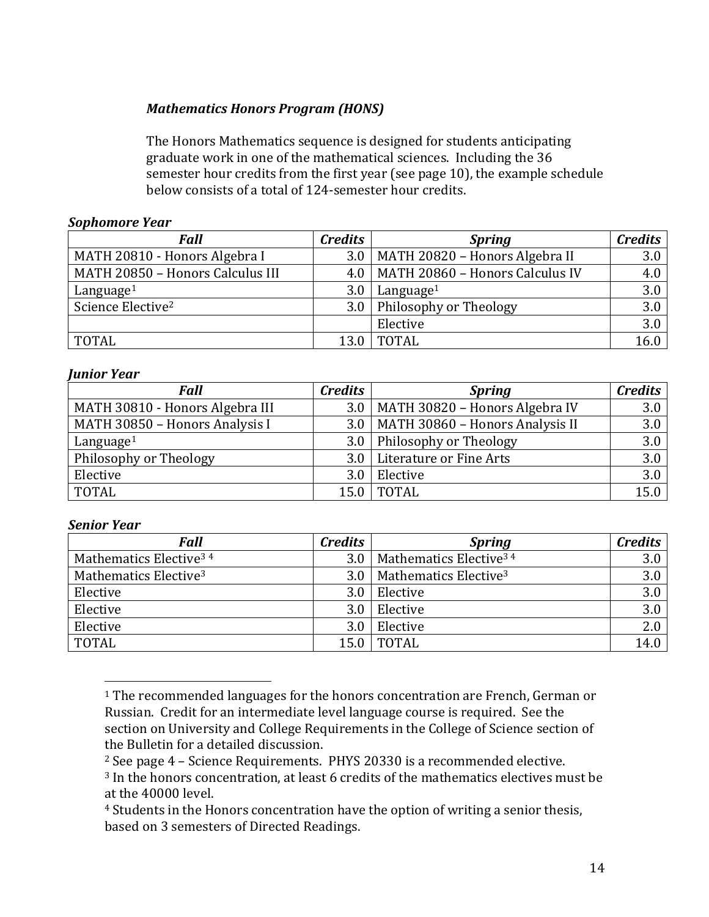### *Mathematics Honors Program (HONS)*

The Honors Mathematics sequence is designed for students anticipating graduate work in one of the mathematical sciences. Including the 36 semester hour credits from the first year (see page 10), the example schedule below consists of a total of 124-semester hour credits.

***Sophomore Year***

| *Fall* | *Credits* | *Spring* | *Credits* |
|---|---|---|---|
| MATH 20810 - Honors Algebra I | 3.0 | MATH 20820 – Honors Algebra II | 3.0 |
| MATH 20850 – Honors Calculus III | 4.0 | MATH 20860 – Honors Calculus IV | 4.0 |
| Language[1] | 3.0 | Language[1] | 3.0 |
| Science Elective[2] | 3.0 | Philosophy or Theology | 3.0 |
| | | Elective | 3.0 |
| TOTAL | 13.0 | TOTAL | 16.0 |

***Junior Year***

| *Fall* | *Credits* | *Spring* | *Credits* |
|---|---|---|---|
| MATH 30810 - Honors Algebra III | 3.0 | MATH 30820 – Honors Algebra IV | 3.0 |
| MATH 30850 – Honors Analysis I | 3.0 | MATH 30860 – Honors Analysis II | 3.0 |
| Language[1] | 3.0 | Philosophy or Theology | 3.0 |
| Philosophy or Theology | 3.0 | Literature or Fine Arts | 3.0 |
| Elective | 3.0 | Elective | 3.0 |
| TOTAL | 15.0 | TOTAL | 15.0 |

***Senior Year***

| *Fall* | *Credits* | *Spring* | *Credits* |
|---|---|---|---|
| Mathematics Elective[3] [4] | 3.0 | Mathematics Elective[3] [4] | 3.0 |
| Mathematics Elective[3] | 3.0 | Mathematics Elective[3] | 3.0 |
| Elective | 3.0 | Elective | 3.0 |
| Elective | 3.0 | Elective | 3.0 |
| Elective | 3.0 | Elective | 2.0 |
| TOTAL | 15.0 | TOTAL | 14.0 |

[1] The recommended languages for the honors concentration are French, German or Russian. Credit for an intermediate level language course is required. See the section on University and College Requirements in the College of Science section of the Bulletin for a detailed discussion.

[2] See page 4 – Science Requirements. PHYS 20330 is a recommended elective.

[3] In the honors concentration, at least 6 credits of the mathematics electives must be at the 40000 level.

[4] Students in the Honors concentration have the option of writing a senior thesis, based on 3 semesters of Directed Readings.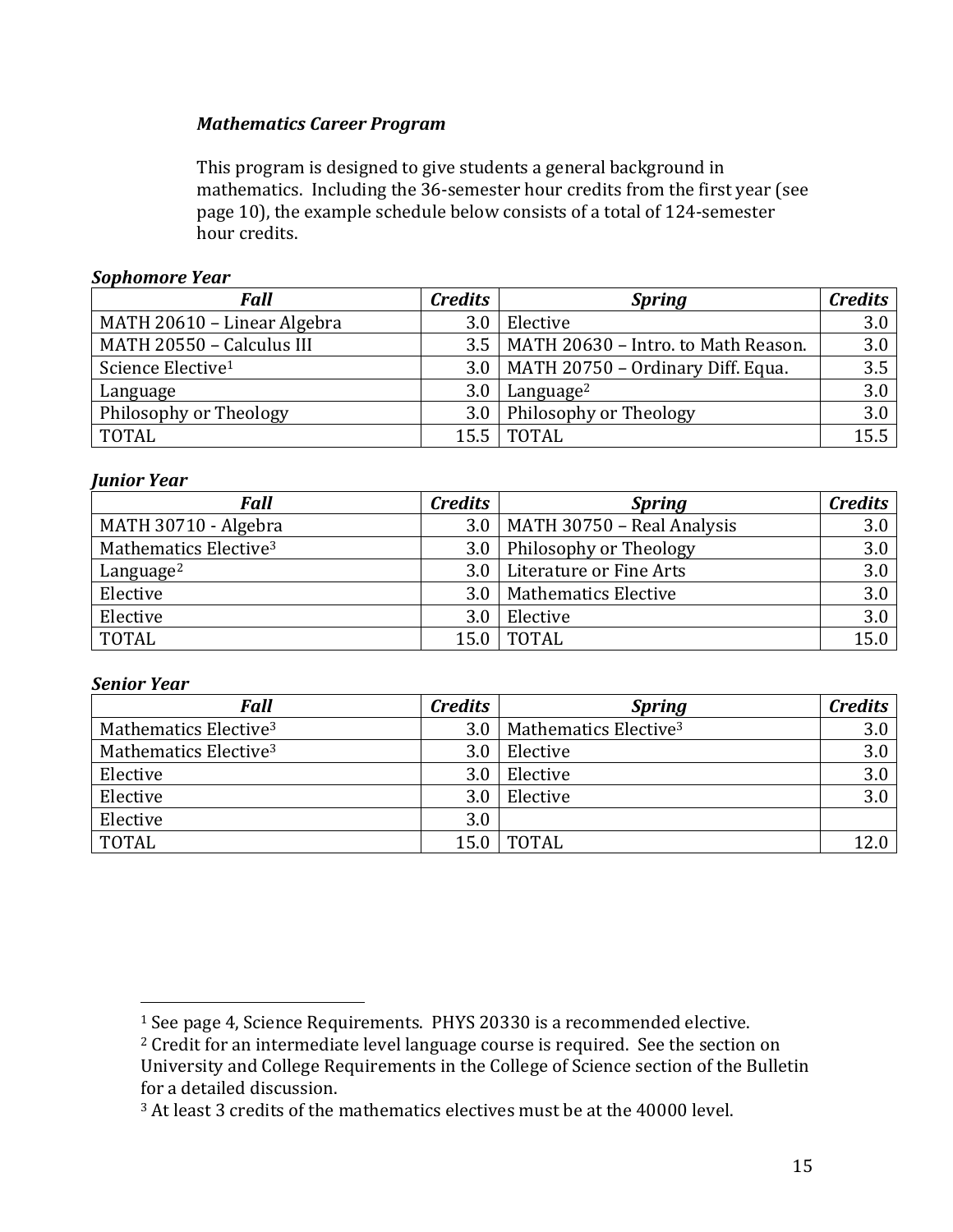***Mathematics Career Program***

This program is designed to give students a general background in mathematics. Including the 36-semester hour credits from the first year (see page 10), the example schedule below consists of a total of 124-semester hour credits.

***Sophomore Year***

| *Fall* | *Credits* | *Spring* | *Credits* |
|---|---|---|---|
| MATH 20610 – Linear Algebra | 3.0 | Elective | 3.0 |
| MATH 20550 – Calculus III | 3.5 | MATH 20630 – Intro. to Math Reason. | 3.0 |
| Science Elective[1] | 3.0 | MATH 20750 – Ordinary Diff. Equa. | 3.5 |
| Language | 3.0 | Language[2] | 3.0 |
| Philosophy or Theology | 3.0 | Philosophy or Theology | 3.0 |
| TOTAL | 15.5 | TOTAL | 15.5 |

***Junior Year***

| *Fall* | *Credits* | *Spring* | *Credits* |
|---|---|---|---|
| MATH 30710 - Algebra | 3.0 | MATH 30750 – Real Analysis | 3.0 |
| Mathematics Elective[3] | 3.0 | Philosophy or Theology | 3.0 |
| Language[2] | 3.0 | Literature or Fine Arts | 3.0 |
| Elective | 3.0 | Mathematics Elective | 3.0 |
| Elective | 3.0 | Elective | 3.0 |
| TOTAL | 15.0 | TOTAL | 15.0 |

***Senior Year***

| *Fall* | *Credits* | *Spring* | *Credits* |
|---|---|---|---|
| Mathematics Elective[3] | 3.0 | Mathematics Elective[3] | 3.0 |
| Mathematics Elective[3] | 3.0 | Elective | 3.0 |
| Elective | 3.0 | Elective | 3.0 |
| Elective | 3.0 | Elective | 3.0 |
| Elective | 3.0 | | |
| TOTAL | 15.0 | TOTAL | 12.0 |

[1] See page 4, Science Requirements. PHYS 20330 is a recommended elective.

[2] Credit for an intermediate level language course is required. See the section on University and College Requirements in the College of Science section of the Bulletin for a detailed discussion.

[3] At least 3 credits of the mathematics electives must be at the 40000 level.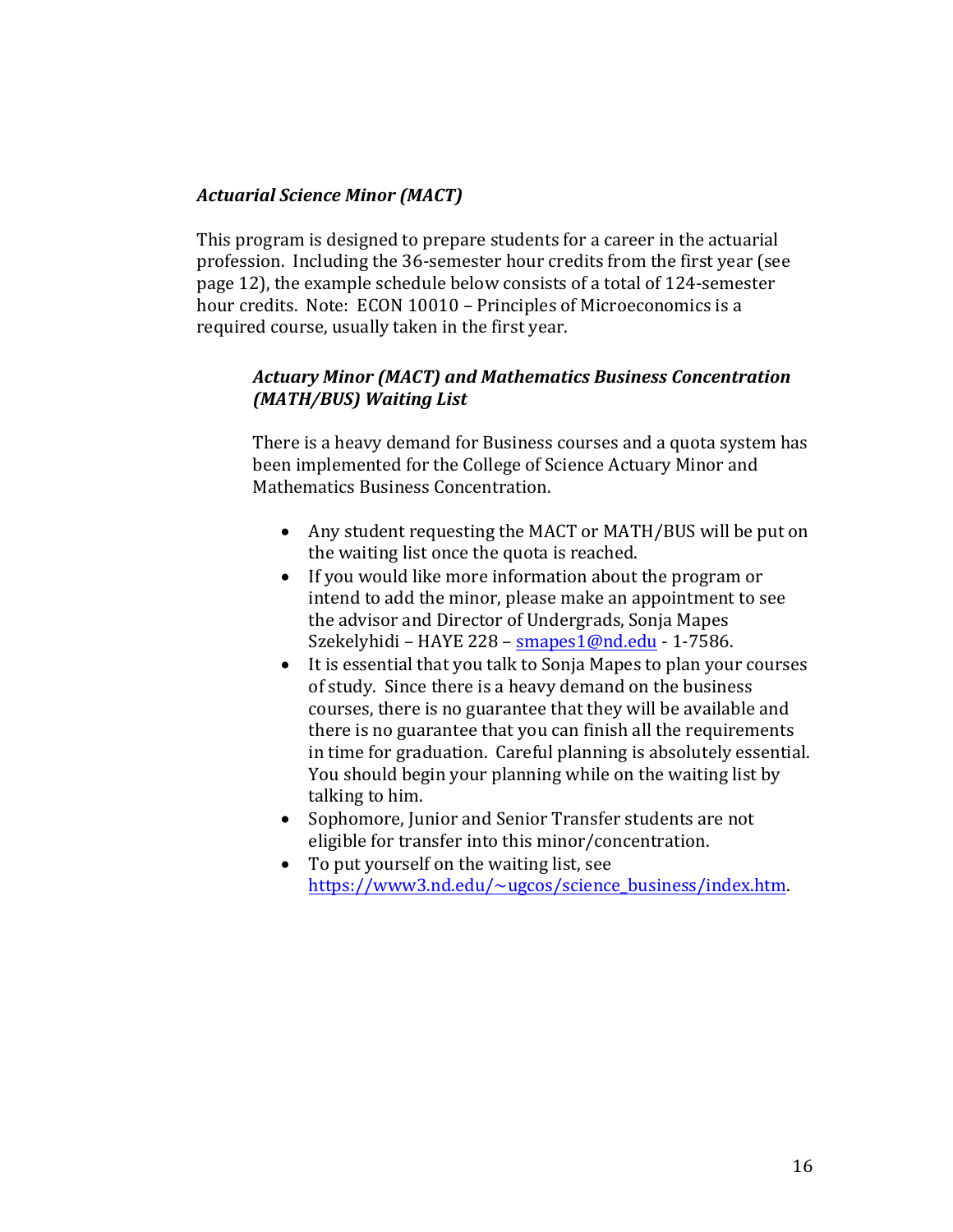### *Actuarial Science Minor (MACT)*

This program is designed to prepare students for a career in the actuarial profession. Including the 36-semester hour credits from the first year (see page 12), the example schedule below consists of a total of 124-semester hour credits. Note: ECON 10010 – Principles of Microeconomics is a required course, usually taken in the first year.

#### *Actuary Minor (MACT) and Mathematics Business Concentration (MATH/BUS) Waiting List*

There is a heavy demand for Business courses and a quota system has been implemented for the College of Science Actuary Minor and Mathematics Business Concentration.

- Any student requesting the MACT or MATH/BUS will be put on the waiting list once the quota is reached.
- If you would like more information about the program or intend to add the minor, please make an appointment to see the advisor and Director of Undergrads, Sonja Mapes Szekelyhidi – HAYE 228 – smapes1@nd.edu - 1-7586.
- It is essential that you talk to Sonja Mapes to plan your courses of study. Since there is a heavy demand on the business courses, there is no guarantee that they will be available and there is no guarantee that you can finish all the requirements in time for graduation. Careful planning is absolutely essential. You should begin your planning while on the waiting list by talking to him.
- Sophomore, Junior and Senior Transfer students are not eligible for transfer into this minor/concentration.
- To put yourself on the waiting list, see https://www3.nd.edu/~ugcos/science_business/index.htm.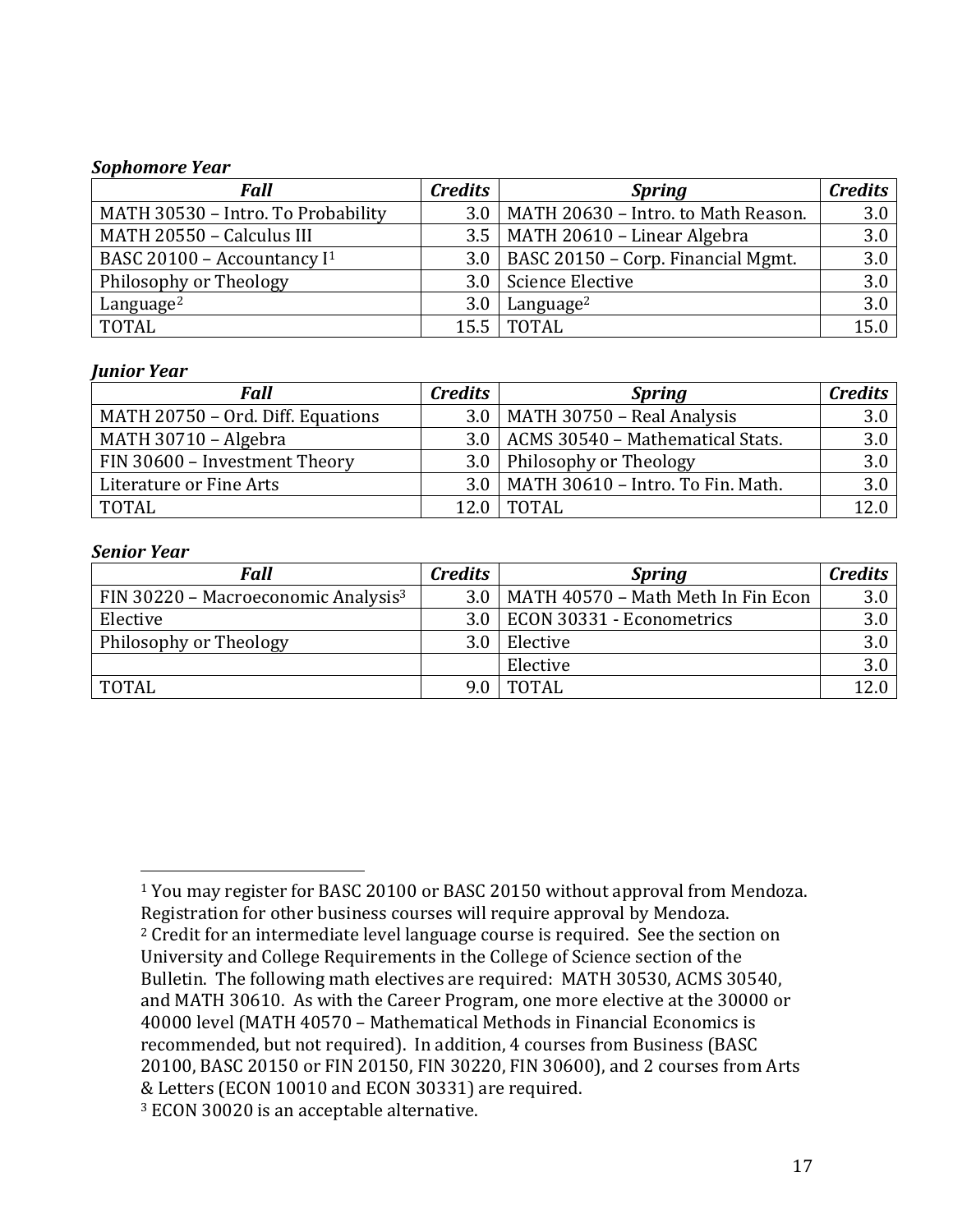***Sophomore Year***

| *Fall* | *Credits* | *Spring* | *Credits* |
|---|---|---|---|
| MATH 30530 – Intro. To Probability | 3.0 | MATH 20630 – Intro. to Math Reason. | 3.0 |
| MATH 20550 – Calculus III | 3.5 | MATH 20610 – Linear Algebra | 3.0 |
| BASC 20100 – Accountancy I[1] | 3.0 | BASC 20150 – Corp. Financial Mgmt. | 3.0 |
| Philosophy or Theology | 3.0 | Science Elective | 3.0 |
| Language[2] | 3.0 | Language[2] | 3.0 |
| TOTAL | 15.5 | TOTAL | 15.0 |

***Junior Year***

| *Fall* | *Credits* | *Spring* | *Credits* |
|---|---|---|---|
| MATH 20750 – Ord. Diff. Equations | 3.0 | MATH 30750 – Real Analysis | 3.0 |
| MATH 30710 – Algebra | 3.0 | ACMS 30540 – Mathematical Stats. | 3.0 |
| FIN 30600 – Investment Theory | 3.0 | Philosophy or Theology | 3.0 |
| Literature or Fine Arts | 3.0 | MATH 30610 – Intro. To Fin. Math. | 3.0 |
| TOTAL | 12.0 | TOTAL | 12.0 |

***Senior Year***

| *Fall* | *Credits* | *Spring* | *Credits* |
|---|---|---|---|
| FIN 30220 – Macroeconomic Analysis[3] | 3.0 | MATH 40570 – Math Meth In Fin Econ | 3.0 |
| Elective | 3.0 | ECON 30331 - Econometrics | 3.0 |
| Philosophy or Theology | 3.0 | Elective | 3.0 |
| | | Elective | 3.0 |
| TOTAL | 9.0 | TOTAL | 12.0 |

---

[1] You may register for BASC 20100 or BASC 20150 without approval from Mendoza. Registration for other business courses will require approval by Mendoza.

[2] Credit for an intermediate level language course is required. See the section on University and College Requirements in the College of Science section of the Bulletin. The following math electives are required: MATH 30530, ACMS 30540, and MATH 30610. As with the Career Program, one more elective at the 30000 or 40000 level (MATH 40570 – Mathematical Methods in Financial Economics is recommended, but not required). In addition, 4 courses from Business (BASC 20100, BASC 20150 or FIN 20150, FIN 30220, FIN 30600), and 2 courses from Arts & Letters (ECON 10010 and ECON 30331) are required.

[3] ECON 30020 is an acceptable alternative.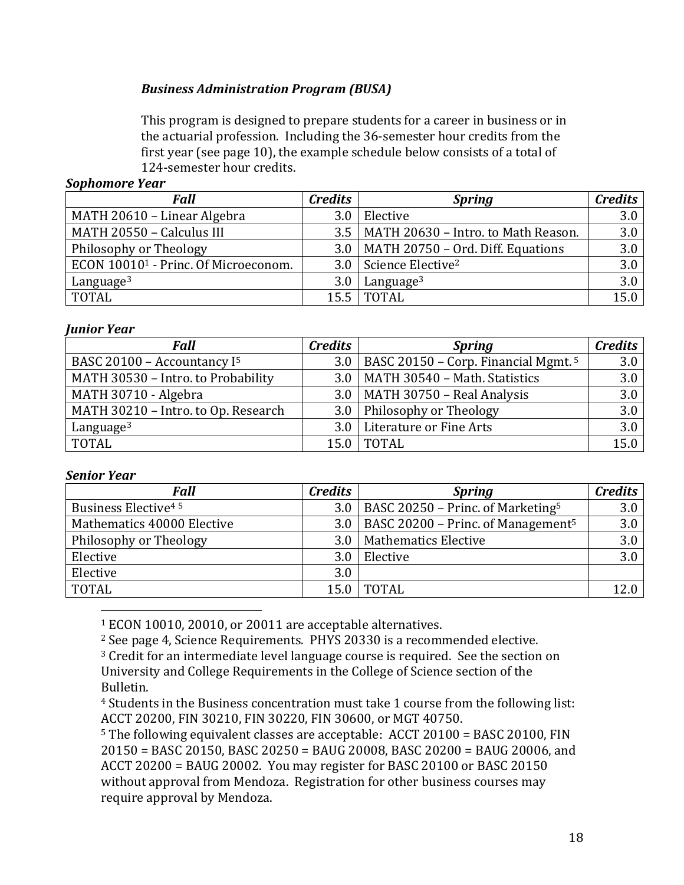### *Business Administration Program (BUSA)*

This program is designed to prepare students for a career in business or in the actuarial profession. Including the 36-semester hour credits from the first year (see page 10), the example schedule below consists of a total of 124-semester hour credits.

***Sophomore Year***

| *Fall* | *Credits* | *Spring* | *Credits* |
|---|---|---|---|
| MATH 20610 – Linear Algebra | 3.0 | Elective | 3.0 |
| MATH 20550 – Calculus III | 3.5 | MATH 20630 – Intro. to Math Reason. | 3.0 |
| Philosophy or Theology | 3.0 | MATH 20750 – Ord. Diff. Equations | 3.0 |
| ECON 10010[1] - Princ. Of Microeconom. | 3.0 | Science Elective[2] | 3.0 |
| Language[3] | 3.0 | Language[3] | 3.0 |
| TOTAL | 15.5 | TOTAL | 15.0 |

***Junior Year***

| *Fall* | *Credits* | *Spring* | *Credits* |
|---|---|---|---|
| BASC 20100 – Accountancy I[5] | 3.0 | BASC 20150 – Corp. Financial Mgmt.[5] | 3.0 |
| MATH 30530 – Intro. to Probability | 3.0 | MATH 30540 – Math. Statistics | 3.0 |
| MATH 30710 - Algebra | 3.0 | MATH 30750 – Real Analysis | 3.0 |
| MATH 30210 – Intro. to Op. Research | 3.0 | Philosophy or Theology | 3.0 |
| Language[3] | 3.0 | Literature or Fine Arts | 3.0 |
| TOTAL | 15.0 | TOTAL | 15.0 |

***Senior Year***

| *Fall* | *Credits* | *Spring* | *Credits* |
|---|---|---|---|
| Business Elective[4,5] | 3.0 | BASC 20250 – Princ. of Marketing[5] | 3.0 |
| Mathematics 40000 Elective | 3.0 | BASC 20200 – Princ. of Management[5] | 3.0 |
| Philosophy or Theology | 3.0 | Mathematics Elective | 3.0 |
| Elective | 3.0 | Elective | 3.0 |
| Elective | 3.0 | | |
| TOTAL | 15.0 | TOTAL | 12.0 |

[1] ECON 10010, 20010, or 20011 are acceptable alternatives.

[2] See page 4, Science Requirements. PHYS 20330 is a recommended elective.

[3] Credit for an intermediate level language course is required. See the section on University and College Requirements in the College of Science section of the Bulletin.

[4] Students in the Business concentration must take 1 course from the following list: ACCT 20200, FIN 30210, FIN 30220, FIN 30600, or MGT 40750.

[5] The following equivalent classes are acceptable: ACCT 20100 = BASC 20100, FIN 20150 = BASC 20150, BASC 20250 = BAUG 20008, BASC 20200 = BAUG 20006, and ACCT 20200 = BAUG 20002. You may register for BASC 20100 or BASC 20150 without approval from Mendoza. Registration for other business courses may require approval by Mendoza.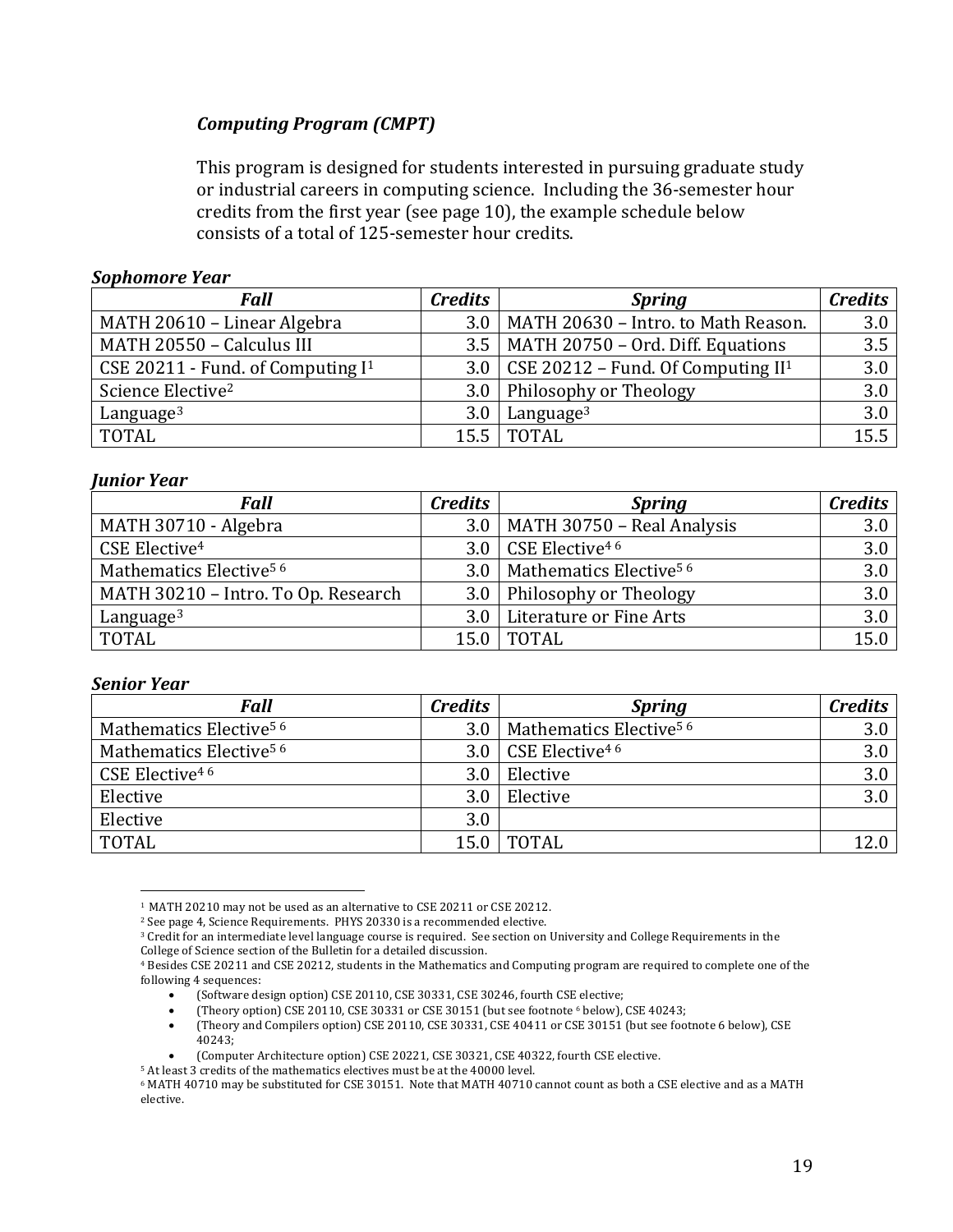### *Computing Program (CMPT)*

This program is designed for students interested in pursuing graduate study or industrial careers in computing science. Including the 36-semester hour credits from the first year (see page 10), the example schedule below consists of a total of 125-semester hour credits.

***Sophomore Year***

| *Fall* | *Credits* | *Spring* | *Credits* |
|---|---|---|---|
| MATH 20610 – Linear Algebra | 3.0 | MATH 20630 – Intro. to Math Reason. | 3.0 |
| MATH 20550 – Calculus III | 3.5 | MATH 20750 – Ord. Diff. Equations | 3.5 |
| CSE 20211 - Fund. of Computing I[1] | 3.0 | CSE 20212 – Fund. Of Computing II[1] | 3.0 |
| Science Elective[2] | 3.0 | Philosophy or Theology | 3.0 |
| Language[3] | 3.0 | Language[3] | 3.0 |
| TOTAL | 15.5 | TOTAL | 15.5 |

***Junior Year***

| *Fall* | *Credits* | *Spring* | *Credits* |
|---|---|---|---|
| MATH 30710 - Algebra | 3.0 | MATH 30750 – Real Analysis | 3.0 |
| CSE Elective[4] | 3.0 | CSE Elective[4 6] | 3.0 |
| Mathematics Elective[5 6] | 3.0 | Mathematics Elective[5 6] | 3.0 |
| MATH 30210 – Intro. To Op. Research | 3.0 | Philosophy or Theology | 3.0 |
| Language[3] | 3.0 | Literature or Fine Arts | 3.0 |
| TOTAL | 15.0 | TOTAL | 15.0 |

***Senior Year***

| *Fall* | *Credits* | *Spring* | *Credits* |
|---|---|---|---|
| Mathematics Elective[5 6] | 3.0 | Mathematics Elective[5 6] | 3.0 |
| Mathematics Elective[5 6] | 3.0 | CSE Elective[4 6] | 3.0 |
| CSE Elective[4 6] | 3.0 | Elective | 3.0 |
| Elective | 3.0 | Elective | 3.0 |
| Elective | 3.0 | | |
| TOTAL | 15.0 | TOTAL | 12.0 |

[1] MATH 20210 may not be used as an alternative to CSE 20211 or CSE 20212.

[2] See page 4, Science Requirements. PHYS 20330 is a recommended elective.

[3] Credit for an intermediate level language course is required. See section on University and College Requirements in the College of Science section of the Bulletin for a detailed discussion.

[4] Besides CSE 20211 and CSE 20212, students in the Mathematics and Computing program are required to complete one of the following 4 sequences:

- (Software design option) CSE 20110, CSE 30331, CSE 30246, fourth CSE elective;
- (Theory option) CSE 20110, CSE 30331 or CSE 30151 (but see footnote [6] below), CSE 40243;
- (Theory and Compilers option) CSE 20110, CSE 30331, CSE 40411 or CSE 30151 (but see footnote 6 below), CSE 40243;
- (Computer Architecture option) CSE 20221, CSE 30321, CSE 40322, fourth CSE elective.

[5] At least 3 credits of the mathematics electives must be at the 40000 level.

[6] MATH 40710 may be substituted for CSE 30151. Note that MATH 40710 cannot count as both a CSE elective and as a MATH elective.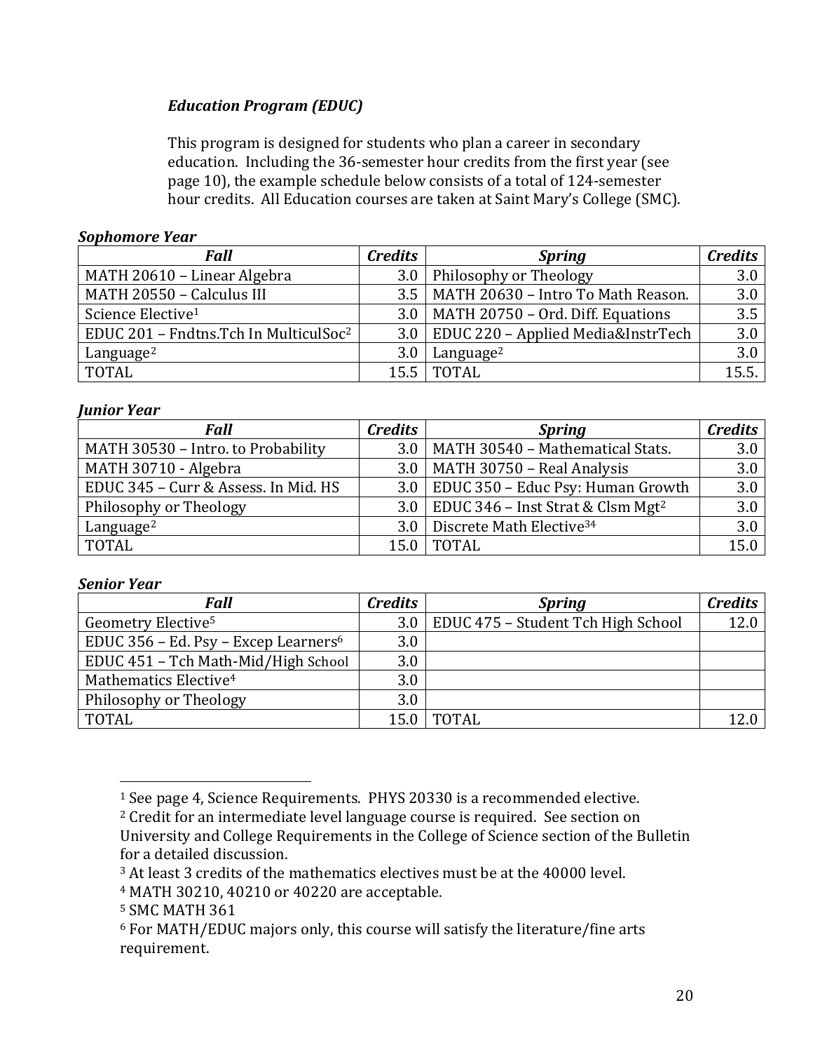### *Education Program (EDUC)*

This program is designed for students who plan a career in secondary education. Including the 36-semester hour credits from the first year (see page 10), the example schedule below consists of a total of 124-semester hour credits. All Education courses are taken at Saint Mary's College (SMC).

***Sophomore Year***

| *Fall* | *Credits* | *Spring* | *Credits* |
|---|---|---|---|
| MATH 20610 – Linear Algebra | 3.0 | Philosophy or Theology | 3.0 |
| MATH 20550 – Calculus III | 3.5 | MATH 20630 – Intro To Math Reason. | 3.0 |
| Science Elective[1] | 3.0 | MATH 20750 – Ord. Diff. Equations | 3.5 |
| EDUC 201 – Fndtns.Tch In MulticulSoc[2] | 3.0 | EDUC 220 – Applied Media&InstrTech | 3.0 |
| Language[2] | 3.0 | Language[2] | 3.0 |
| TOTAL | 15.5 | TOTAL | 15.5. |

***Junior Year***

| *Fall* | *Credits* | *Spring* | *Credits* |
|---|---|---|---|
| MATH 30530 – Intro. to Probability | 3.0 | MATH 30540 – Mathematical Stats. | 3.0 |
| MATH 30710 - Algebra | 3.0 | MATH 30750 – Real Analysis | 3.0 |
| EDUC 345 – Curr & Assess. In Mid. HS | 3.0 | EDUC 350 – Educ Psy: Human Growth | 3.0 |
| Philosophy or Theology | 3.0 | EDUC 346 – Inst Strat & Clsm Mgt[2] | 3.0 |
| Language[2] | 3.0 | Discrete Math Elective[3,4] | 3.0 |
| TOTAL | 15.0 | TOTAL | 15.0 |

***Senior Year***

| *Fall* | *Credits* | *Spring* | *Credits* |
|---|---|---|---|
| Geometry Elective[5] | 3.0 | EDUC 475 – Student Tch High School | 12.0 |
| EDUC 356 – Ed. Psy – Excep Learners[6] | 3.0 | | |
| EDUC 451 – Tch Math-Mid/High School | 3.0 | | |
| Mathematics Elective[4] | 3.0 | | |
| Philosophy or Theology | 3.0 | | |
| TOTAL | 15.0 | TOTAL | 12.0 |

---

[1] See page 4, Science Requirements. PHYS 20330 is a recommended elective.

[2] Credit for an intermediate level language course is required. See section on University and College Requirements in the College of Science section of the Bulletin for a detailed discussion.

[3] At least 3 credits of the mathematics electives must be at the 40000 level.

[4] MATH 30210, 40210 or 40220 are acceptable.

[5] SMC MATH 361

[6] For MATH/EDUC majors only, this course will satisfy the literature/fine arts requirement.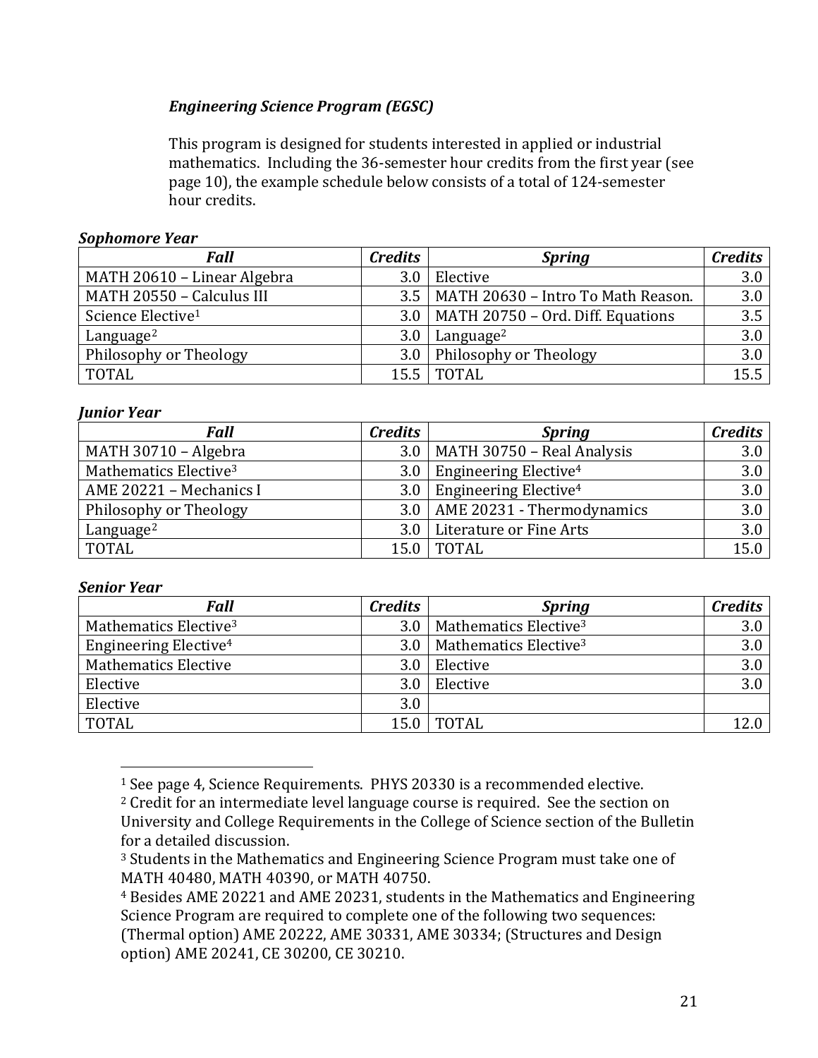### *Engineering Science Program (EGSC)*

This program is designed for students interested in applied or industrial mathematics. Including the 36-semester hour credits from the first year (see page 10), the example schedule below consists of a total of 124-semester hour credits.

***Sophomore Year***

| *Fall* | *Credits* | *Spring* | *Credits* |
|---|---|---|---|
| MATH 20610 – Linear Algebra | 3.0 | Elective | 3.0 |
| MATH 20550 – Calculus III | 3.5 | MATH 20630 – Intro To Math Reason. | 3.0 |
| Science Elective[1] | 3.0 | MATH 20750 – Ord. Diff. Equations | 3.5 |
| Language[2] | 3.0 | Language[2] | 3.0 |
| Philosophy or Theology | 3.0 | Philosophy or Theology | 3.0 |
| TOTAL | 15.5 | TOTAL | 15.5 |

***Junior Year***

| *Fall* | *Credits* | *Spring* | *Credits* |
|---|---|---|---|
| MATH 30710 – Algebra | 3.0 | MATH 30750 – Real Analysis | 3.0 |
| Mathematics Elective[3] | 3.0 | Engineering Elective[4] | 3.0 |
| AME 20221 – Mechanics I | 3.0 | Engineering Elective[4] | 3.0 |
| Philosophy or Theology | 3.0 | AME 20231 - Thermodynamics | 3.0 |
| Language[2] | 3.0 | Literature or Fine Arts | 3.0 |
| TOTAL | 15.0 | TOTAL | 15.0 |

***Senior Year***

| *Fall* | *Credits* | *Spring* | *Credits* |
|---|---|---|---|
| Mathematics Elective[3] | 3.0 | Mathematics Elective[3] | 3.0 |
| Engineering Elective[4] | 3.0 | Mathematics Elective[3] | 3.0 |
| Mathematics Elective | 3.0 | Elective | 3.0 |
| Elective | 3.0 | Elective | 3.0 |
| Elective | 3.0 | | |
| TOTAL | 15.0 | TOTAL | 12.0 |

[1] See page 4, Science Requirements. PHYS 20330 is a recommended elective.

[2] Credit for an intermediate level language course is required. See the section on University and College Requirements in the College of Science section of the Bulletin for a detailed discussion.

[3] Students in the Mathematics and Engineering Science Program must take one of MATH 40480, MATH 40390, or MATH 40750.

[4] Besides AME 20221 and AME 20231, students in the Mathematics and Engineering Science Program are required to complete one of the following two sequences: (Thermal option) AME 20222, AME 30331, AME 30334; (Structures and Design option) AME 20241, CE 30200, CE 30210.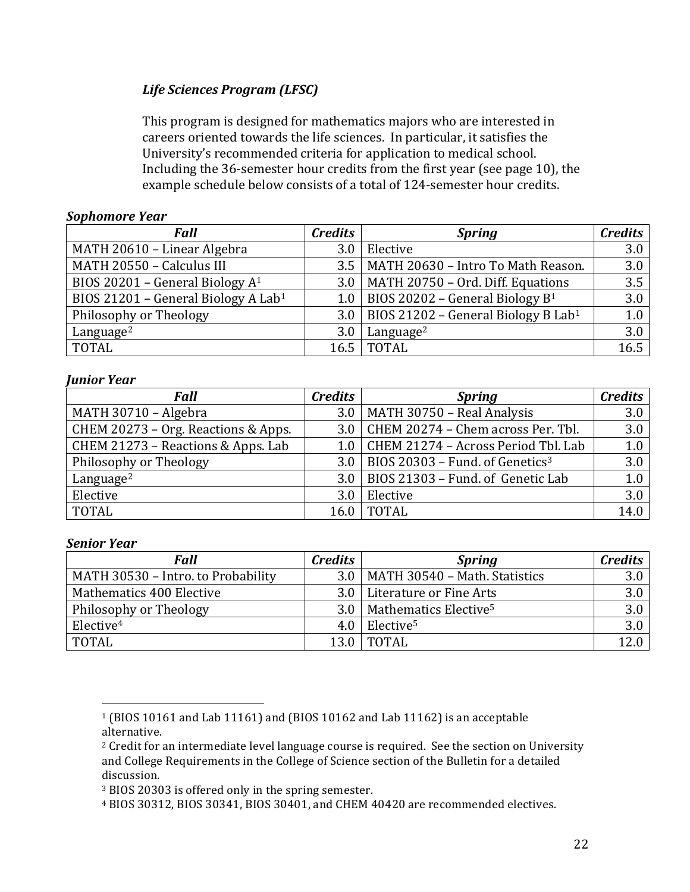### *Life Sciences Program (LFSC)*

This program is designed for mathematics majors who are interested in careers oriented towards the life sciences. In particular, it satisfies the University's recommended criteria for application to medical school. Including the 36-semester hour credits from the first year (see page 10), the example schedule below consists of a total of 124-semester hour credits.

***Sophomore Year***

| *Fall* | *Credits* | *Spring* | *Credits* |
|---|---|---|---|
| MATH 20610 – Linear Algebra | 3.0 | Elective | 3.0 |
| MATH 20550 – Calculus III | 3.5 | MATH 20630 – Intro To Math Reason. | 3.0 |
| BIOS 20201 – General Biology A[1] | 3.0 | MATH 20750 – Ord. Diff. Equations | 3.5 |
| BIOS 21201 – General Biology A Lab[1] | 1.0 | BIOS 20202 – General Biology B[1] | 3.0 |
| Philosophy or Theology | 3.0 | BIOS 21202 – General Biology B Lab[1] | 1.0 |
| Language[2] | 3.0 | Language[2] | 3.0 |
| TOTAL | 16.5 | TOTAL | 16.5 |

***Junior Year***

| *Fall* | *Credits* | *Spring* | *Credits* |
|---|---|---|---|
| MATH 30710 – Algebra | 3.0 | MATH 30750 – Real Analysis | 3.0 |
| CHEM 20273 – Org. Reactions & Apps. | 3.0 | CHEM 20274 – Chem across Per. Tbl. | 3.0 |
| CHEM 21273 – Reactions & Apps. Lab | 1.0 | CHEM 21274 – Across Period Tbl. Lab | 1.0 |
| Philosophy or Theology | 3.0 | BIOS 20303 – Fund. of Genetics[3] | 3.0 |
| Language[2] | 3.0 | BIOS 21303 – Fund. of Genetic Lab | 1.0 |
| Elective | 3.0 | Elective | 3.0 |
| TOTAL | 16.0 | TOTAL | 14.0 |

***Senior Year***

| *Fall* | *Credits* | *Spring* | *Credits* |
|---|---|---|---|
| MATH 30530 – Intro. to Probability | 3.0 | MATH 30540 – Math. Statistics | 3.0 |
| Mathematics 400 Elective | 3.0 | Literature or Fine Arts | 3.0 |
| Philosophy or Theology | 3.0 | Mathematics Elective[5] | 3.0 |
| Elective[4] | 4.0 | Elective[5] | 3.0 |
| TOTAL | 13.0 | TOTAL | 12.0 |

[1] (BIOS 10161 and Lab 11161) and (BIOS 10162 and Lab 11162) is an acceptable alternative.

[2] Credit for an intermediate level language course is required. See the section on University and College Requirements in the College of Science section of the Bulletin for a detailed discussion.

[3] BIOS 20303 is offered only in the spring semester.

[4] BIOS 30312, BIOS 30341, BIOS 30401, and CHEM 40420 are recommended electives.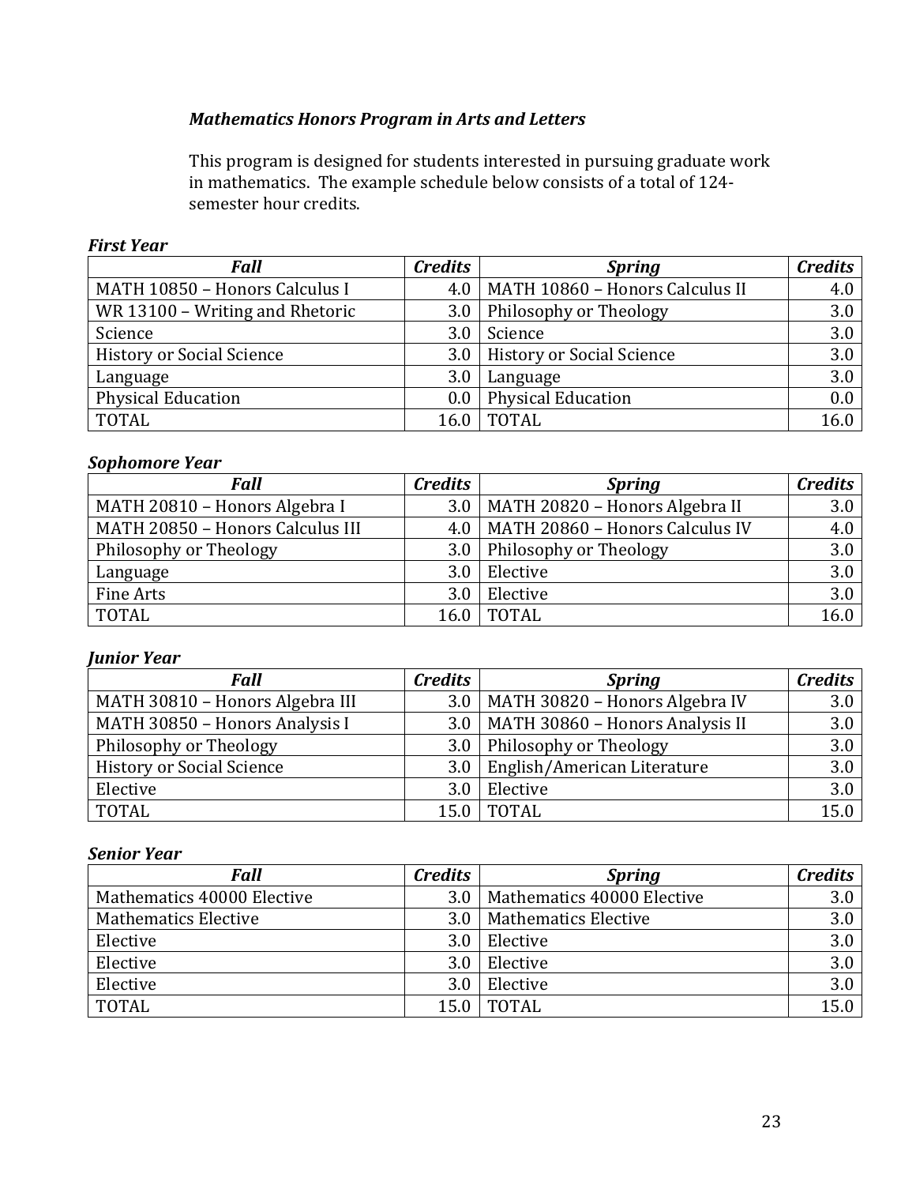### *Mathematics Honors Program in Arts and Letters*

This program is designed for students interested in pursuing graduate work in mathematics. The example schedule below consists of a total of 124-semester hour credits.

***First Year***

| *Fall* | *Credits* | *Spring* | *Credits* |
|---|---|---|---|
| MATH 10850 – Honors Calculus I | 4.0 | MATH 10860 – Honors Calculus II | 4.0 |
| WR 13100 – Writing and Rhetoric | 3.0 | Philosophy or Theology | 3.0 |
| Science | 3.0 | Science | 3.0 |
| History or Social Science | 3.0 | History or Social Science | 3.0 |
| Language | 3.0 | Language | 3.0 |
| Physical Education | 0.0 | Physical Education | 0.0 |
| TOTAL | 16.0 | TOTAL | 16.0 |

***Sophomore Year***

| *Fall* | *Credits* | *Spring* | *Credits* |
|---|---|---|---|
| MATH 20810 – Honors Algebra I | 3.0 | MATH 20820 – Honors Algebra II | 3.0 |
| MATH 20850 – Honors Calculus III | 4.0 | MATH 20860 – Honors Calculus IV | 4.0 |
| Philosophy or Theology | 3.0 | Philosophy or Theology | 3.0 |
| Language | 3.0 | Elective | 3.0 |
| Fine Arts | 3.0 | Elective | 3.0 |
| TOTAL | 16.0 | TOTAL | 16.0 |

***Junior Year***

| *Fall* | *Credits* | *Spring* | *Credits* |
|---|---|---|---|
| MATH 30810 – Honors Algebra III | 3.0 | MATH 30820 – Honors Algebra IV | 3.0 |
| MATH 30850 – Honors Analysis I | 3.0 | MATH 30860 – Honors Analysis II | 3.0 |
| Philosophy or Theology | 3.0 | Philosophy or Theology | 3.0 |
| History or Social Science | 3.0 | English/American Literature | 3.0 |
| Elective | 3.0 | Elective | 3.0 |
| TOTAL | 15.0 | TOTAL | 15.0 |

***Senior Year***

| *Fall* | *Credits* | *Spring* | *Credits* |
|---|---|---|---|
| Mathematics 40000 Elective | 3.0 | Mathematics 40000 Elective | 3.0 |
| Mathematics Elective | 3.0 | Mathematics Elective | 3.0 |
| Elective | 3.0 | Elective | 3.0 |
| Elective | 3.0 | Elective | 3.0 |
| Elective | 3.0 | Elective | 3.0 |
| TOTAL | 15.0 | TOTAL | 15.0 |